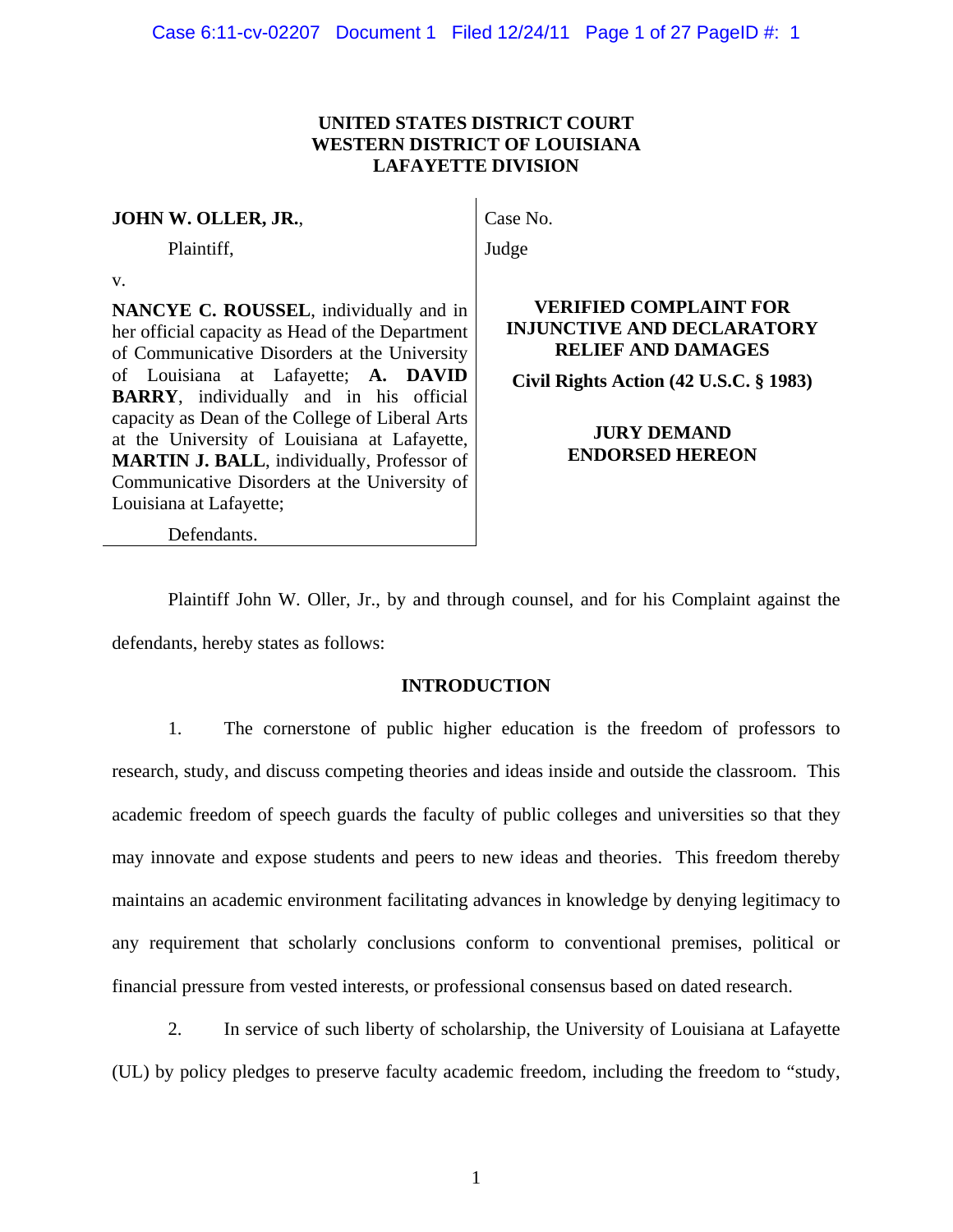**UNITED STATES DISTRICT COURT**
**WESTERN DISTRICT OF LOUISIANA**
**LAFAYETTE DIVISION**

| | |
|---|---|
| **JOHN W. OLLER, JR.**, | Case No. |
| Plaintiff, | Judge |
| v. | |
| **NANCYE C. ROUSSEL**, individually and in her official capacity as Head of the Department of Communicative Disorders at the University of Louisiana at Lafayette; **A. DAVID BARRY**, individually and in his official capacity as Dean of the College of Liberal Arts at the University of Louisiana at Lafayette, **MARTIN J. BALL**, individually, Professor of Communicative Disorders at the University of Louisiana at Lafayette; | **VERIFIED COMPLAINT FOR INJUNCTIVE AND DECLARATORY RELIEF AND DAMAGES**<br><br>**Civil Rights Action (42 U.S.C. § 1983)**<br><br>**JURY DEMAND ENDORSED HEREON** |
| Defendants. | |

Plaintiff John W. Oller, Jr., by and through counsel, and for his Complaint against the defendants, hereby states as follows:

**INTRODUCTION**

1. The cornerstone of public higher education is the freedom of professors to research, study, and discuss competing theories and ideas inside and outside the classroom. This academic freedom of speech guards the faculty of public colleges and universities so that they may innovate and expose students and peers to new ideas and theories. This freedom thereby maintains an academic environment facilitating advances in knowledge by denying legitimacy to any requirement that scholarly conclusions conform to conventional premises, political or financial pressure from vested interests, or professional consensus based on dated research.

2. In service of such liberty of scholarship, the University of Louisiana at Lafayette (UL) by policy pledges to preserve faculty academic freedom, including the freedom to "study,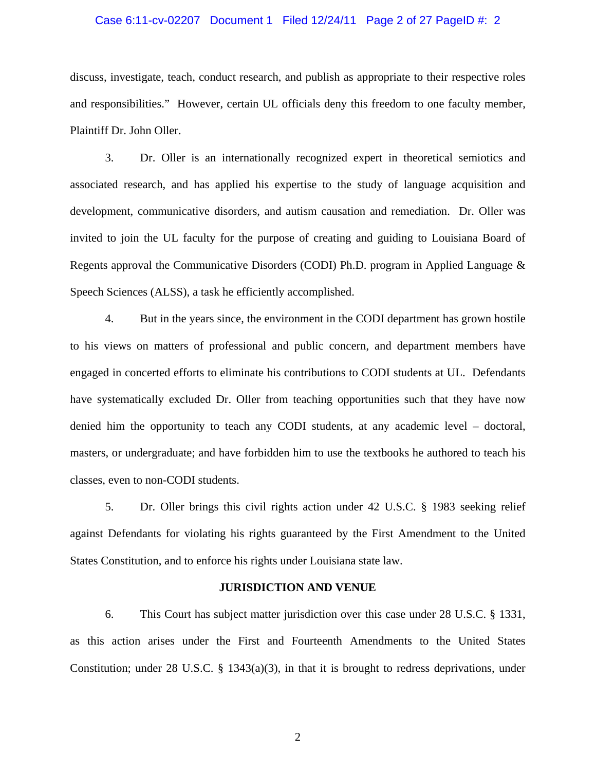discuss, investigate, teach, conduct research, and publish as appropriate to their respective roles and responsibilities." However, certain UL officials deny this freedom to one faculty member, Plaintiff Dr. John Oller.

3. Dr. Oller is an internationally recognized expert in theoretical semiotics and associated research, and has applied his expertise to the study of language acquisition and development, communicative disorders, and autism causation and remediation. Dr. Oller was invited to join the UL faculty for the purpose of creating and guiding to Louisiana Board of Regents approval the Communicative Disorders (CODI) Ph.D. program in Applied Language & Speech Sciences (ALSS), a task he efficiently accomplished.

4. But in the years since, the environment in the CODI department has grown hostile to his views on matters of professional and public concern, and department members have engaged in concerted efforts to eliminate his contributions to CODI students at UL. Defendants have systematically excluded Dr. Oller from teaching opportunities such that they have now denied him the opportunity to teach any CODI students, at any academic level – doctoral, masters, or undergraduate; and have forbidden him to use the textbooks he authored to teach his classes, even to non-CODI students.

5. Dr. Oller brings this civil rights action under 42 U.S.C. § 1983 seeking relief against Defendants for violating his rights guaranteed by the First Amendment to the United States Constitution, and to enforce his rights under Louisiana state law.

## JURISDICTION AND VENUE

6. This Court has subject matter jurisdiction over this case under 28 U.S.C. § 1331, as this action arises under the First and Fourteenth Amendments to the United States Constitution; under 28 U.S.C. § 1343(a)(3), in that it is brought to redress deprivations, under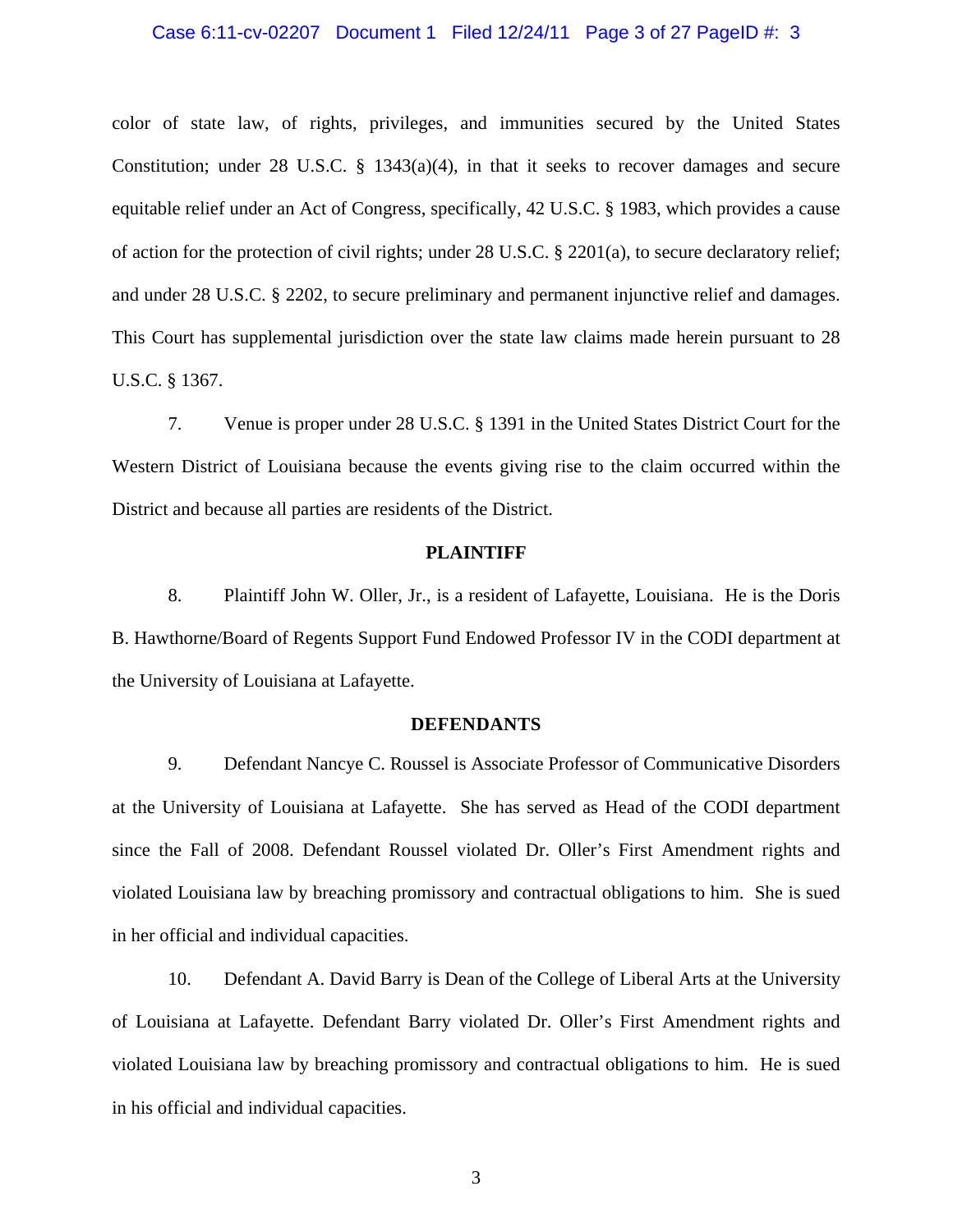color of state law, of rights, privileges, and immunities secured by the United States Constitution; under 28 U.S.C. § 1343(a)(4), in that it seeks to recover damages and secure equitable relief under an Act of Congress, specifically, 42 U.S.C. § 1983, which provides a cause of action for the protection of civil rights; under 28 U.S.C. § 2201(a), to secure declaratory relief; and under 28 U.S.C. § 2202, to secure preliminary and permanent injunctive relief and damages. This Court has supplemental jurisdiction over the state law claims made herein pursuant to 28 U.S.C. § 1367.

7. Venue is proper under 28 U.S.C. § 1391 in the United States District Court for the Western District of Louisiana because the events giving rise to the claim occurred within the District and because all parties are residents of the District.

**PLAINTIFF**

8. Plaintiff John W. Oller, Jr., is a resident of Lafayette, Louisiana. He is the Doris B. Hawthorne/Board of Regents Support Fund Endowed Professor IV in the CODI department at the University of Louisiana at Lafayette.

**DEFENDANTS**

9. Defendant Nancye C. Roussel is Associate Professor of Communicative Disorders at the University of Louisiana at Lafayette. She has served as Head of the CODI department since the Fall of 2008. Defendant Roussel violated Dr. Oller's First Amendment rights and violated Louisiana law by breaching promissory and contractual obligations to him. She is sued in her official and individual capacities.

10. Defendant A. David Barry is Dean of the College of Liberal Arts at the University of Louisiana at Lafayette. Defendant Barry violated Dr. Oller's First Amendment rights and violated Louisiana law by breaching promissory and contractual obligations to him. He is sued in his official and individual capacities.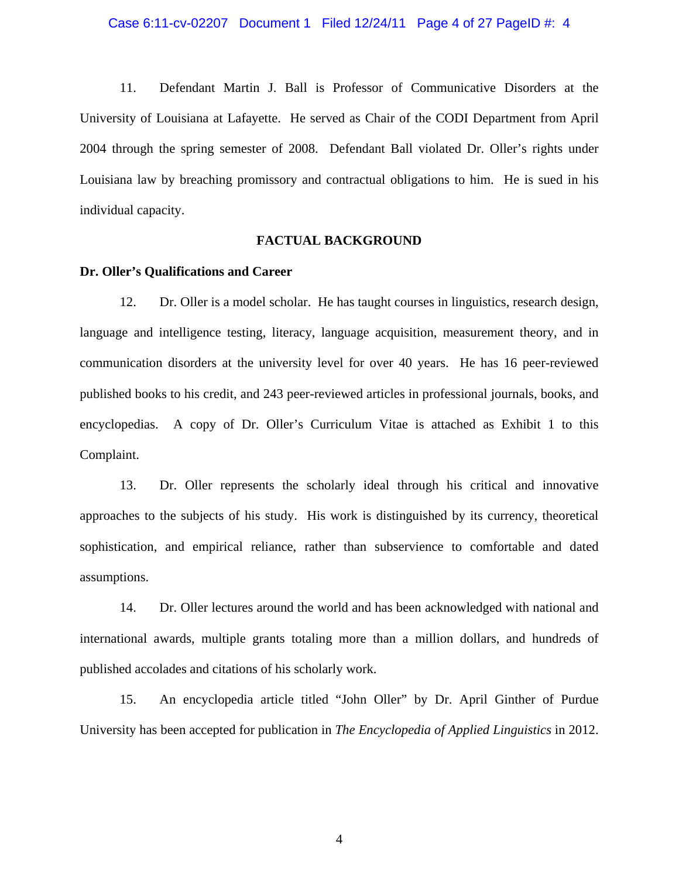11. Defendant Martin J. Ball is Professor of Communicative Disorders at the University of Louisiana at Lafayette. He served as Chair of the CODI Department from April 2004 through the spring semester of 2008. Defendant Ball violated Dr. Oller's rights under Louisiana law by breaching promissory and contractual obligations to him. He is sued in his individual capacity.

## FACTUAL BACKGROUND

### Dr. Oller's Qualifications and Career

12. Dr. Oller is a model scholar. He has taught courses in linguistics, research design, language and intelligence testing, literacy, language acquisition, measurement theory, and in communication disorders at the university level for over 40 years. He has 16 peer-reviewed published books to his credit, and 243 peer-reviewed articles in professional journals, books, and encyclopedias. A copy of Dr. Oller's Curriculum Vitae is attached as Exhibit 1 to this Complaint.

13. Dr. Oller represents the scholarly ideal through his critical and innovative approaches to the subjects of his study. His work is distinguished by its currency, theoretical sophistication, and empirical reliance, rather than subservience to comfortable and dated assumptions.

14. Dr. Oller lectures around the world and has been acknowledged with national and international awards, multiple grants totaling more than a million dollars, and hundreds of published accolades and citations of his scholarly work.

15. An encyclopedia article titled "John Oller" by Dr. April Ginther of Purdue University has been accepted for publication in *The Encyclopedia of Applied Linguistics* in 2012.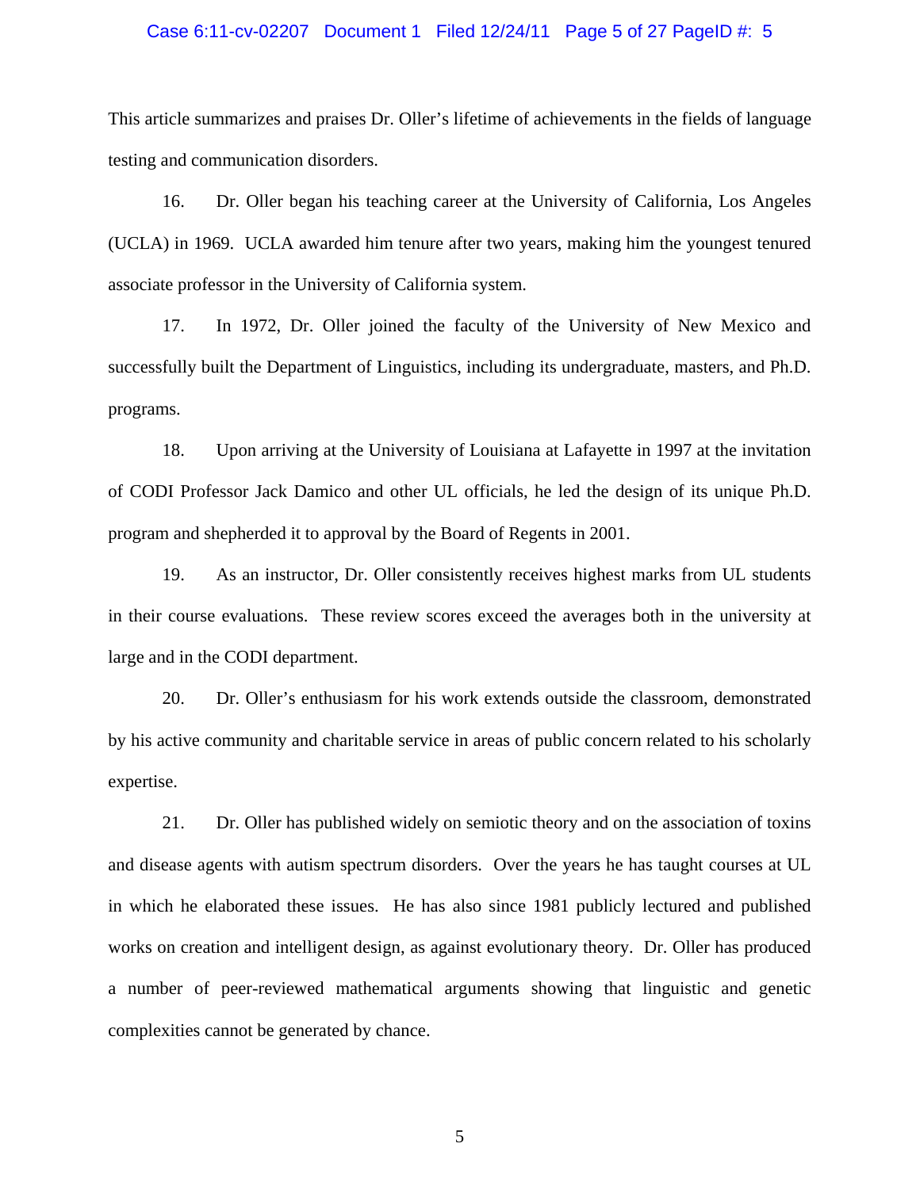This article summarizes and praises Dr. Oller's lifetime of achievements in the fields of language testing and communication disorders.

16. Dr. Oller began his teaching career at the University of California, Los Angeles (UCLA) in 1969. UCLA awarded him tenure after two years, making him the youngest tenured associate professor in the University of California system.

17. In 1972, Dr. Oller joined the faculty of the University of New Mexico and successfully built the Department of Linguistics, including its undergraduate, masters, and Ph.D. programs.

18. Upon arriving at the University of Louisiana at Lafayette in 1997 at the invitation of CODI Professor Jack Damico and other UL officials, he led the design of its unique Ph.D. program and shepherded it to approval by the Board of Regents in 2001.

19. As an instructor, Dr. Oller consistently receives highest marks from UL students in their course evaluations. These review scores exceed the averages both in the university at large and in the CODI department.

20. Dr. Oller's enthusiasm for his work extends outside the classroom, demonstrated by his active community and charitable service in areas of public concern related to his scholarly expertise.

21. Dr. Oller has published widely on semiotic theory and on the association of toxins and disease agents with autism spectrum disorders. Over the years he has taught courses at UL in which he elaborated these issues. He has also since 1981 publicly lectured and published works on creation and intelligent design, as against evolutionary theory. Dr. Oller has produced a number of peer-reviewed mathematical arguments showing that linguistic and genetic complexities cannot be generated by chance.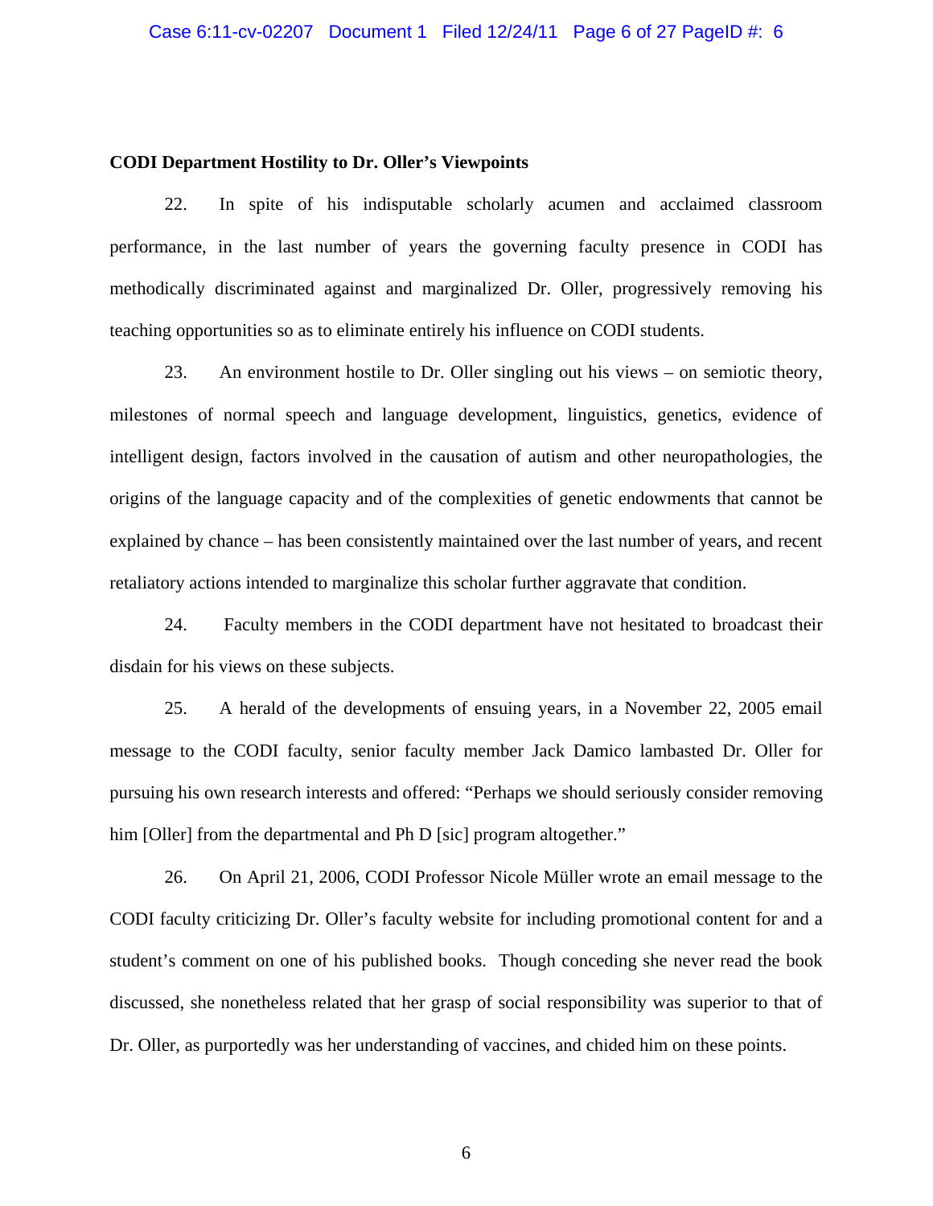**CODI Department Hostility to Dr. Oller's Viewpoints**

22. In spite of his indisputable scholarly acumen and acclaimed classroom performance, in the last number of years the governing faculty presence in CODI has methodically discriminated against and marginalized Dr. Oller, progressively removing his teaching opportunities so as to eliminate entirely his influence on CODI students.

23. An environment hostile to Dr. Oller singling out his views – on semiotic theory, milestones of normal speech and language development, linguistics, genetics, evidence of intelligent design, factors involved in the causation of autism and other neuropathologies, the origins of the language capacity and of the complexities of genetic endowments that cannot be explained by chance – has been consistently maintained over the last number of years, and recent retaliatory actions intended to marginalize this scholar further aggravate that condition.

24. Faculty members in the CODI department have not hesitated to broadcast their disdain for his views on these subjects.

25. A herald of the developments of ensuing years, in a November 22, 2005 email message to the CODI faculty, senior faculty member Jack Damico lambasted Dr. Oller for pursuing his own research interests and offered: "Perhaps we should seriously consider removing him [Oller] from the departmental and Ph D [sic] program altogether."

26. On April 21, 2006, CODI Professor Nicole Müller wrote an email message to the CODI faculty criticizing Dr. Oller's faculty website for including promotional content for and a student's comment on one of his published books. Though conceding she never read the book discussed, she nonetheless related that her grasp of social responsibility was superior to that of Dr. Oller, as purportedly was her understanding of vaccines, and chided him on these points.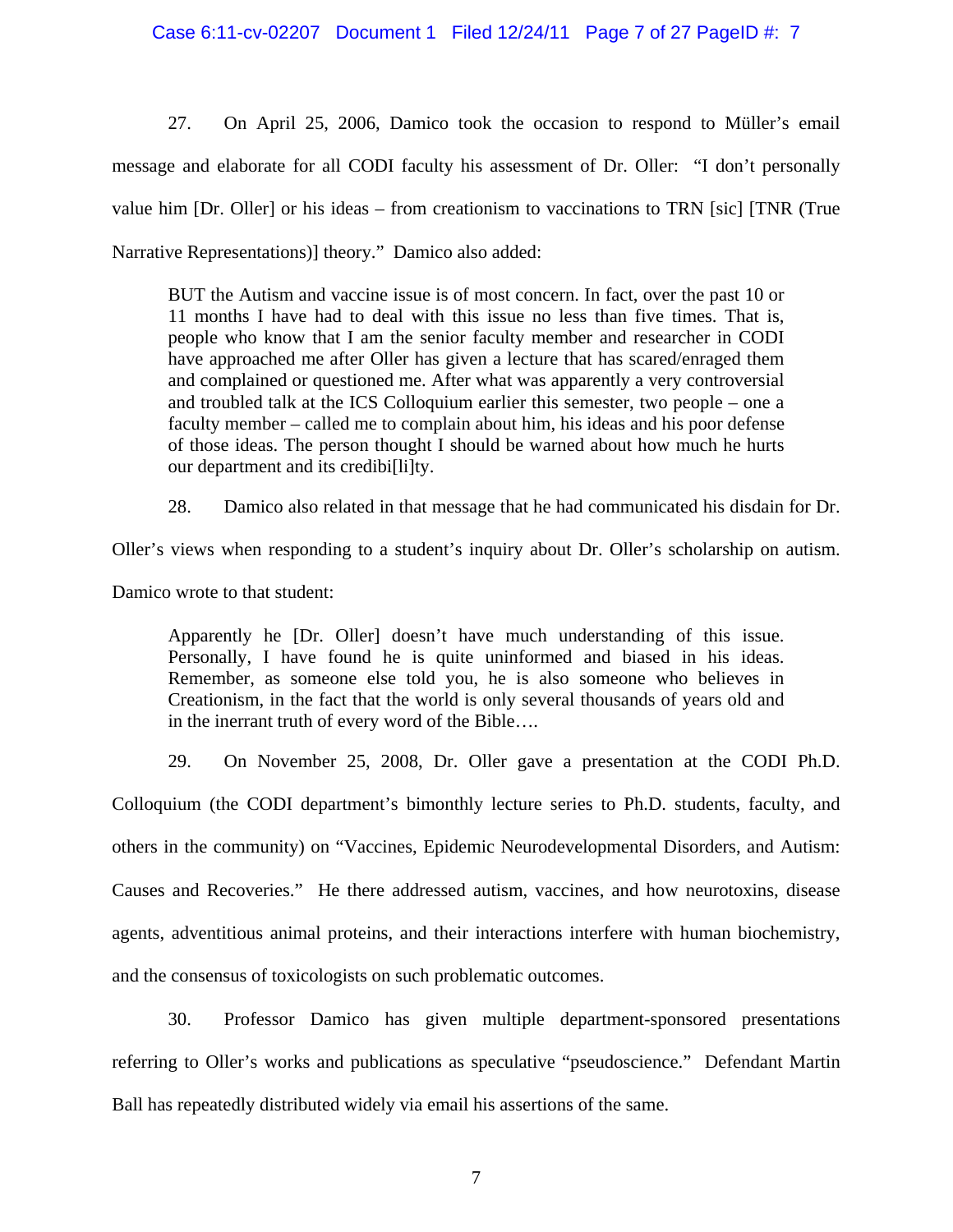27. On April 25, 2006, Damico took the occasion to respond to Müller's email message and elaborate for all CODI faculty his assessment of Dr. Oller: "I don't personally value him [Dr. Oller] or his ideas – from creationism to vaccinations to TRN [sic] [TNR (True Narrative Representations)] theory." Damico also added:

> BUT the Autism and vaccine issue is of most concern. In fact, over the past 10 or 11 months I have had to deal with this issue no less than five times. That is, people who know that I am the senior faculty member and researcher in CODI have approached me after Oller has given a lecture that has scared/enraged them and complained or questioned me. After what was apparently a very controversial and troubled talk at the ICS Colloquium earlier this semester, two people – one a faculty member – called me to complain about him, his ideas and his poor defense of those ideas. The person thought I should be warned about how much he hurts our department and its credibi[li]ty.

28. Damico also related in that message that he had communicated his disdain for Dr. Oller's views when responding to a student's inquiry about Dr. Oller's scholarship on autism. Damico wrote to that student:

> Apparently he [Dr. Oller] doesn't have much understanding of this issue. Personally, I have found he is quite uninformed and biased in his ideas. Remember, as someone else told you, he is also someone who believes in Creationism, in the fact that the world is only several thousands of years old and in the inerrant truth of every word of the Bible….

29. On November 25, 2008, Dr. Oller gave a presentation at the CODI Ph.D. Colloquium (the CODI department's bimonthly lecture series to Ph.D. students, faculty, and others in the community) on "Vaccines, Epidemic Neurodevelopmental Disorders, and Autism: Causes and Recoveries." He there addressed autism, vaccines, and how neurotoxins, disease agents, adventitious animal proteins, and their interactions interfere with human biochemistry, and the consensus of toxicologists on such problematic outcomes.

30. Professor Damico has given multiple department-sponsored presentations referring to Oller's works and publications as speculative "pseudoscience." Defendant Martin Ball has repeatedly distributed widely via email his assertions of the same.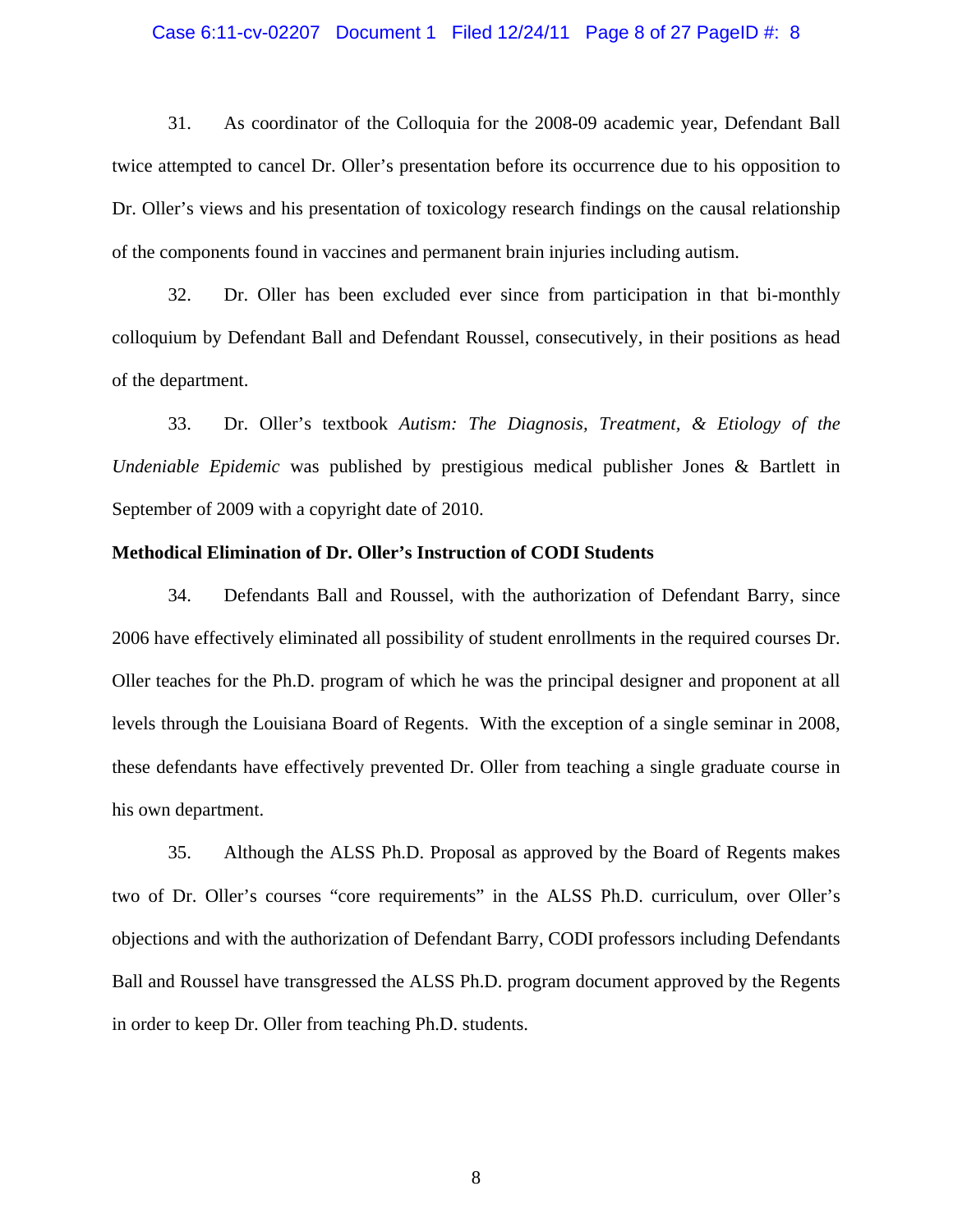31. As coordinator of the Colloquia for the 2008-09 academic year, Defendant Ball twice attempted to cancel Dr. Oller's presentation before its occurrence due to his opposition to Dr. Oller's views and his presentation of toxicology research findings on the causal relationship of the components found in vaccines and permanent brain injuries including autism.

32. Dr. Oller has been excluded ever since from participation in that bi-monthly colloquium by Defendant Ball and Defendant Roussel, consecutively, in their positions as head of the department.

33. Dr. Oller's textbook *Autism: The Diagnosis, Treatment, & Etiology of the Undeniable Epidemic* was published by prestigious medical publisher Jones & Bartlett in September of 2009 with a copyright date of 2010.

**Methodical Elimination of Dr. Oller's Instruction of CODI Students**

34. Defendants Ball and Roussel, with the authorization of Defendant Barry, since 2006 have effectively eliminated all possibility of student enrollments in the required courses Dr. Oller teaches for the Ph.D. program of which he was the principal designer and proponent at all levels through the Louisiana Board of Regents. With the exception of a single seminar in 2008, these defendants have effectively prevented Dr. Oller from teaching a single graduate course in his own department.

35. Although the ALSS Ph.D. Proposal as approved by the Board of Regents makes two of Dr. Oller's courses "core requirements" in the ALSS Ph.D. curriculum, over Oller's objections and with the authorization of Defendant Barry, CODI professors including Defendants Ball and Roussel have transgressed the ALSS Ph.D. program document approved by the Regents in order to keep Dr. Oller from teaching Ph.D. students.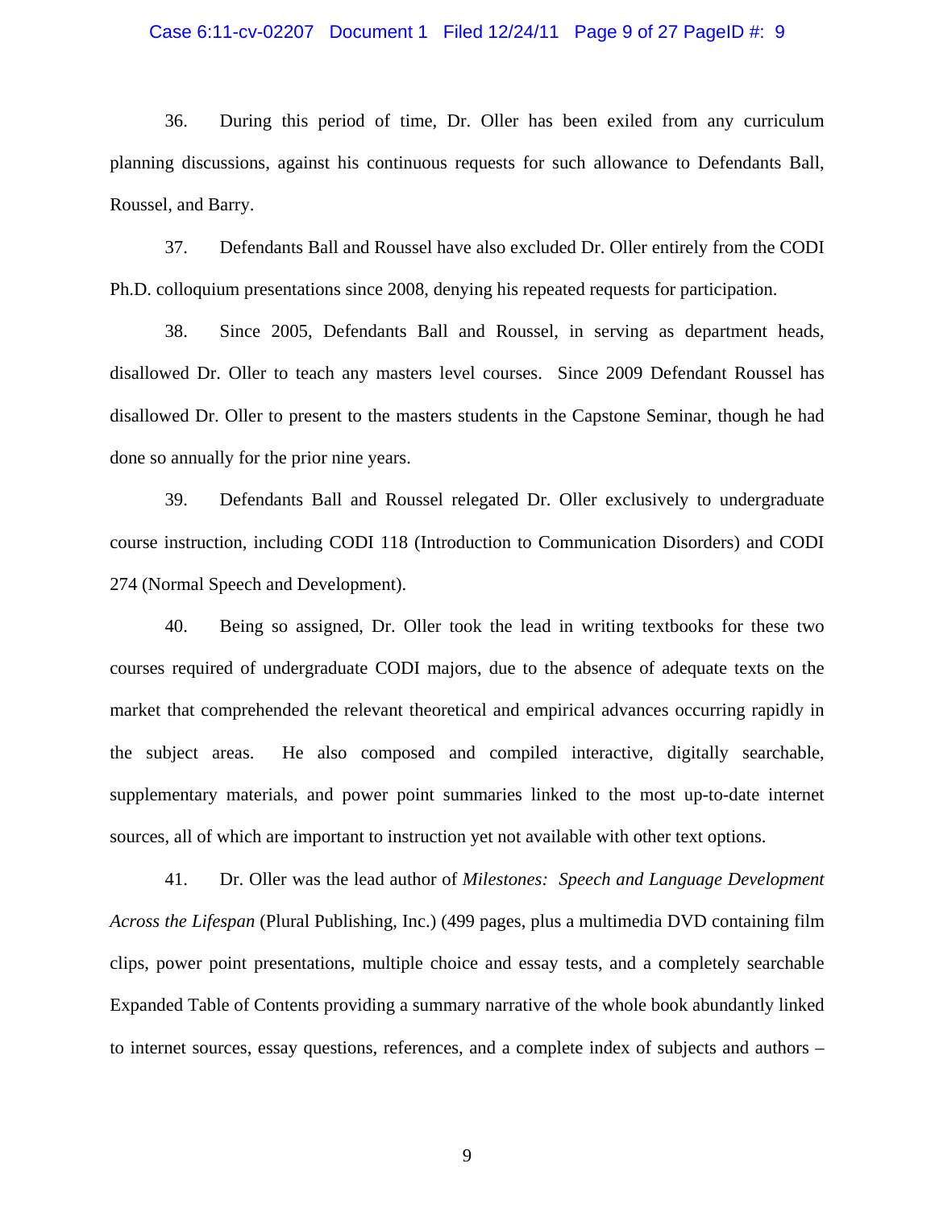36. During this period of time, Dr. Oller has been exiled from any curriculum planning discussions, against his continuous requests for such allowance to Defendants Ball, Roussel, and Barry.

37. Defendants Ball and Roussel have also excluded Dr. Oller entirely from the CODI Ph.D. colloquium presentations since 2008, denying his repeated requests for participation.

38. Since 2005, Defendants Ball and Roussel, in serving as department heads, disallowed Dr. Oller to teach any masters level courses. Since 2009 Defendant Roussel has disallowed Dr. Oller to present to the masters students in the Capstone Seminar, though he had done so annually for the prior nine years.

39. Defendants Ball and Roussel relegated Dr. Oller exclusively to undergraduate course instruction, including CODI 118 (Introduction to Communication Disorders) and CODI 274 (Normal Speech and Development).

40. Being so assigned, Dr. Oller took the lead in writing textbooks for these two courses required of undergraduate CODI majors, due to the absence of adequate texts on the market that comprehended the relevant theoretical and empirical advances occurring rapidly in the subject areas. He also composed and compiled interactive, digitally searchable, supplementary materials, and power point summaries linked to the most up-to-date internet sources, all of which are important to instruction yet not available with other text options.

41. Dr. Oller was the lead author of *Milestones: Speech and Language Development Across the Lifespan* (Plural Publishing, Inc.) (499 pages, plus a multimedia DVD containing film clips, power point presentations, multiple choice and essay tests, and a completely searchable Expanded Table of Contents providing a summary narrative of the whole book abundantly linked to internet sources, essay questions, references, and a complete index of subjects and authors –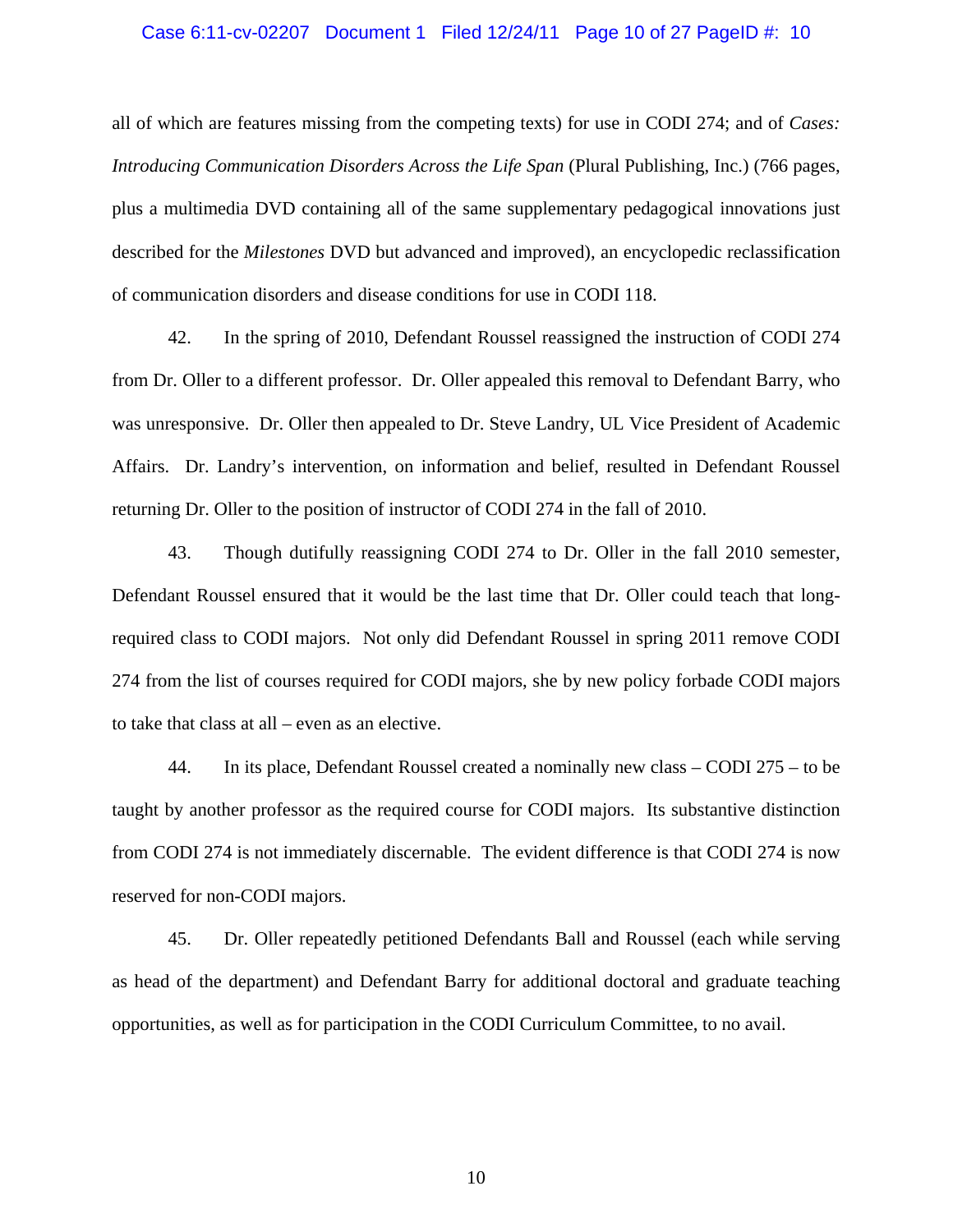all of which are features missing from the competing texts) for use in CODI 274; and of *Cases: Introducing Communication Disorders Across the Life Span* (Plural Publishing, Inc.) (766 pages, plus a multimedia DVD containing all of the same supplementary pedagogical innovations just described for the *Milestones* DVD but advanced and improved), an encyclopedic reclassification of communication disorders and disease conditions for use in CODI 118.

42. In the spring of 2010, Defendant Roussel reassigned the instruction of CODI 274 from Dr. Oller to a different professor. Dr. Oller appealed this removal to Defendant Barry, who was unresponsive. Dr. Oller then appealed to Dr. Steve Landry, UL Vice President of Academic Affairs. Dr. Landry's intervention, on information and belief, resulted in Defendant Roussel returning Dr. Oller to the position of instructor of CODI 274 in the fall of 2010.

43. Though dutifully reassigning CODI 274 to Dr. Oller in the fall 2010 semester, Defendant Roussel ensured that it would be the last time that Dr. Oller could teach that long-required class to CODI majors. Not only did Defendant Roussel in spring 2011 remove CODI 274 from the list of courses required for CODI majors, she by new policy forbade CODI majors to take that class at all – even as an elective.

44. In its place, Defendant Roussel created a nominally new class – CODI 275 – to be taught by another professor as the required course for CODI majors. Its substantive distinction from CODI 274 is not immediately discernable. The evident difference is that CODI 274 is now reserved for non-CODI majors.

45. Dr. Oller repeatedly petitioned Defendants Ball and Roussel (each while serving as head of the department) and Defendant Barry for additional doctoral and graduate teaching opportunities, as well as for participation in the CODI Curriculum Committee, to no avail.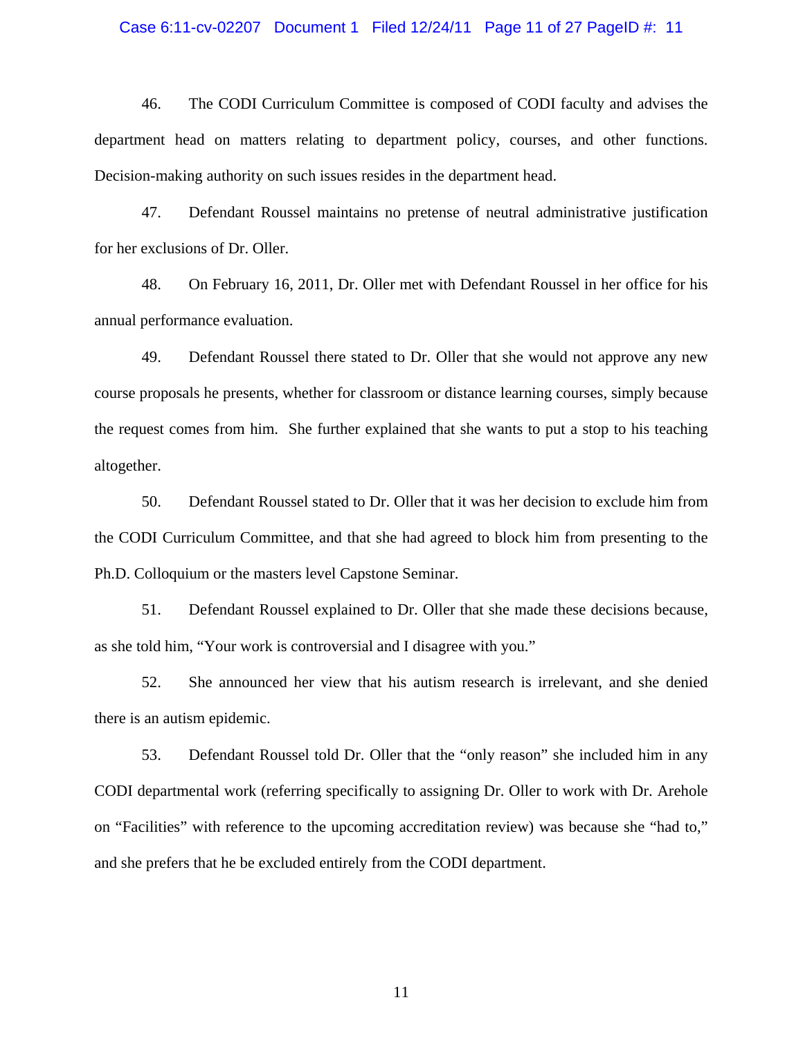46. The CODI Curriculum Committee is composed of CODI faculty and advises the department head on matters relating to department policy, courses, and other functions. Decision-making authority on such issues resides in the department head.

47. Defendant Roussel maintains no pretense of neutral administrative justification for her exclusions of Dr. Oller.

48. On February 16, 2011, Dr. Oller met with Defendant Roussel in her office for his annual performance evaluation.

49. Defendant Roussel there stated to Dr. Oller that she would not approve any new course proposals he presents, whether for classroom or distance learning courses, simply because the request comes from him. She further explained that she wants to put a stop to his teaching altogether.

50. Defendant Roussel stated to Dr. Oller that it was her decision to exclude him from the CODI Curriculum Committee, and that she had agreed to block him from presenting to the Ph.D. Colloquium or the masters level Capstone Seminar.

51. Defendant Roussel explained to Dr. Oller that she made these decisions because, as she told him, "Your work is controversial and I disagree with you."

52. She announced her view that his autism research is irrelevant, and she denied there is an autism epidemic.

53. Defendant Roussel told Dr. Oller that the "only reason" she included him in any CODI departmental work (referring specifically to assigning Dr. Oller to work with Dr. Arehole on "Facilities" with reference to the upcoming accreditation review) was because she "had to," and she prefers that he be excluded entirely from the CODI department.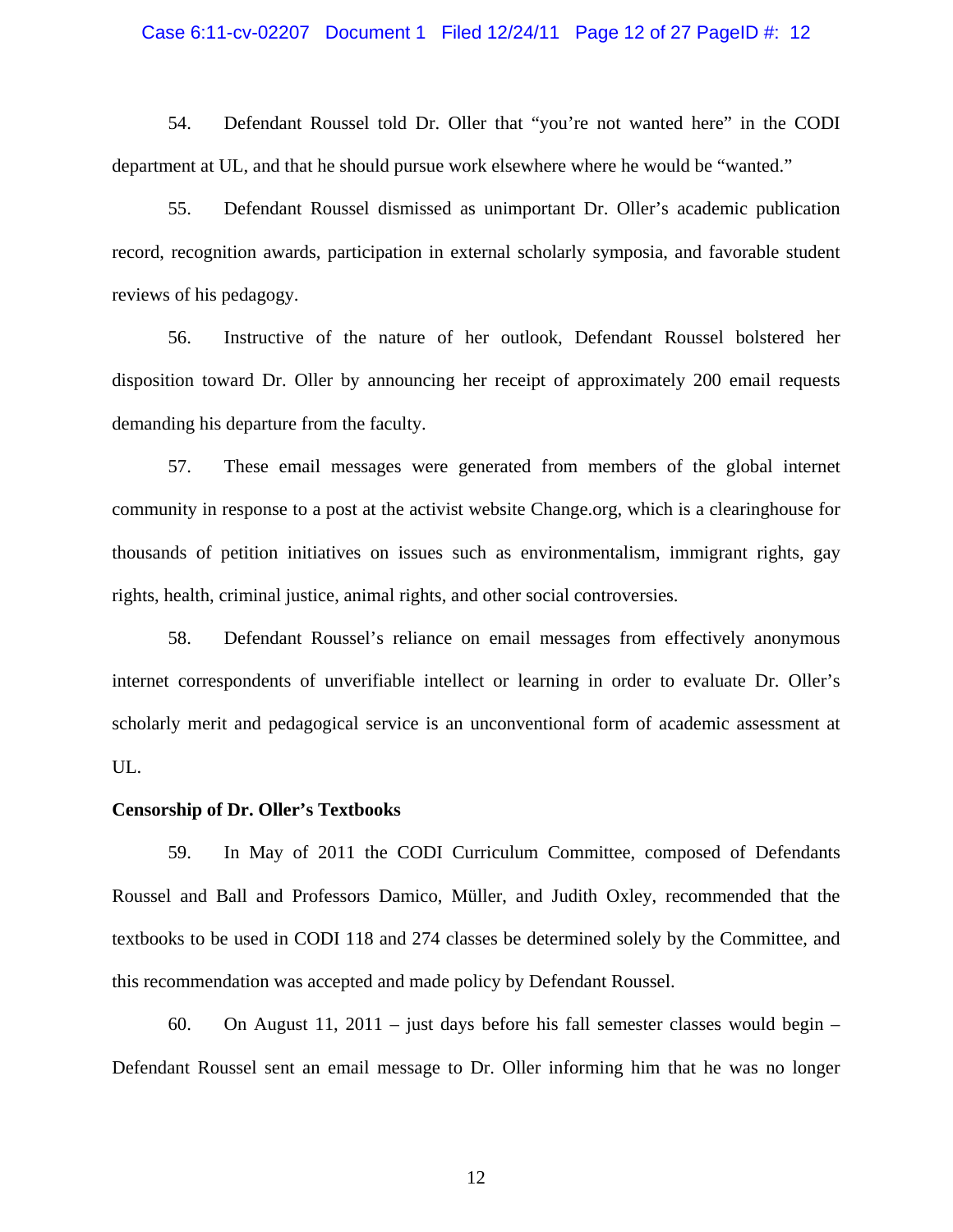54. Defendant Roussel told Dr. Oller that "you're not wanted here" in the CODI department at UL, and that he should pursue work elsewhere where he would be "wanted."

55. Defendant Roussel dismissed as unimportant Dr. Oller's academic publication record, recognition awards, participation in external scholarly symposia, and favorable student reviews of his pedagogy.

56. Instructive of the nature of her outlook, Defendant Roussel bolstered her disposition toward Dr. Oller by announcing her receipt of approximately 200 email requests demanding his departure from the faculty.

57. These email messages were generated from members of the global internet community in response to a post at the activist website Change.org, which is a clearinghouse for thousands of petition initiatives on issues such as environmentalism, immigrant rights, gay rights, health, criminal justice, animal rights, and other social controversies.

58. Defendant Roussel's reliance on email messages from effectively anonymous internet correspondents of unverifiable intellect or learning in order to evaluate Dr. Oller's scholarly merit and pedagogical service is an unconventional form of academic assessment at UL.

**Censorship of Dr. Oller's Textbooks**

59. In May of 2011 the CODI Curriculum Committee, composed of Defendants Roussel and Ball and Professors Damico, Müller, and Judith Oxley, recommended that the textbooks to be used in CODI 118 and 274 classes be determined solely by the Committee, and this recommendation was accepted and made policy by Defendant Roussel.

60. On August 11, 2011 – just days before his fall semester classes would begin – Defendant Roussel sent an email message to Dr. Oller informing him that he was no longer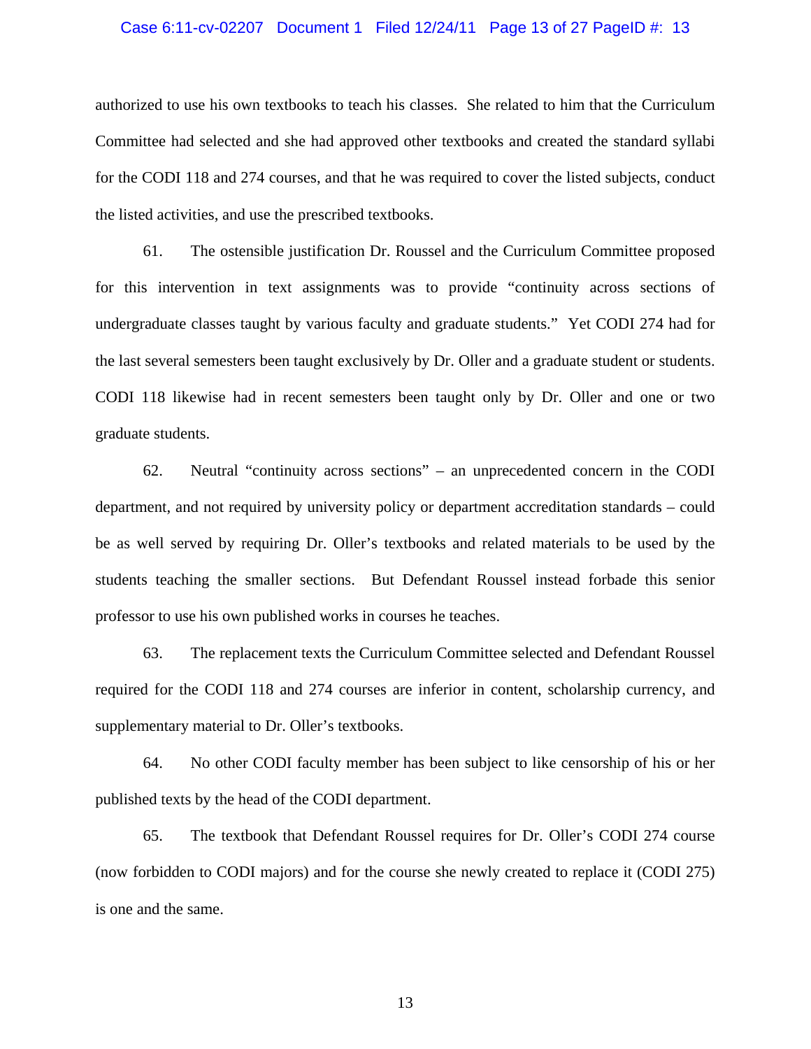authorized to use his own textbooks to teach his classes. She related to him that the Curriculum Committee had selected and she had approved other textbooks and created the standard syllabi for the CODI 118 and 274 courses, and that he was required to cover the listed subjects, conduct the listed activities, and use the prescribed textbooks.

61. The ostensible justification Dr. Roussel and the Curriculum Committee proposed for this intervention in text assignments was to provide "continuity across sections of undergraduate classes taught by various faculty and graduate students." Yet CODI 274 had for the last several semesters been taught exclusively by Dr. Oller and a graduate student or students. CODI 118 likewise had in recent semesters been taught only by Dr. Oller and one or two graduate students.

62. Neutral "continuity across sections" – an unprecedented concern in the CODI department, and not required by university policy or department accreditation standards – could be as well served by requiring Dr. Oller's textbooks and related materials to be used by the students teaching the smaller sections. But Defendant Roussel instead forbade this senior professor to use his own published works in courses he teaches.

63. The replacement texts the Curriculum Committee selected and Defendant Roussel required for the CODI 118 and 274 courses are inferior in content, scholarship currency, and supplementary material to Dr. Oller's textbooks.

64. No other CODI faculty member has been subject to like censorship of his or her published texts by the head of the CODI department.

65. The textbook that Defendant Roussel requires for Dr. Oller's CODI 274 course (now forbidden to CODI majors) and for the course she newly created to replace it (CODI 275) is one and the same.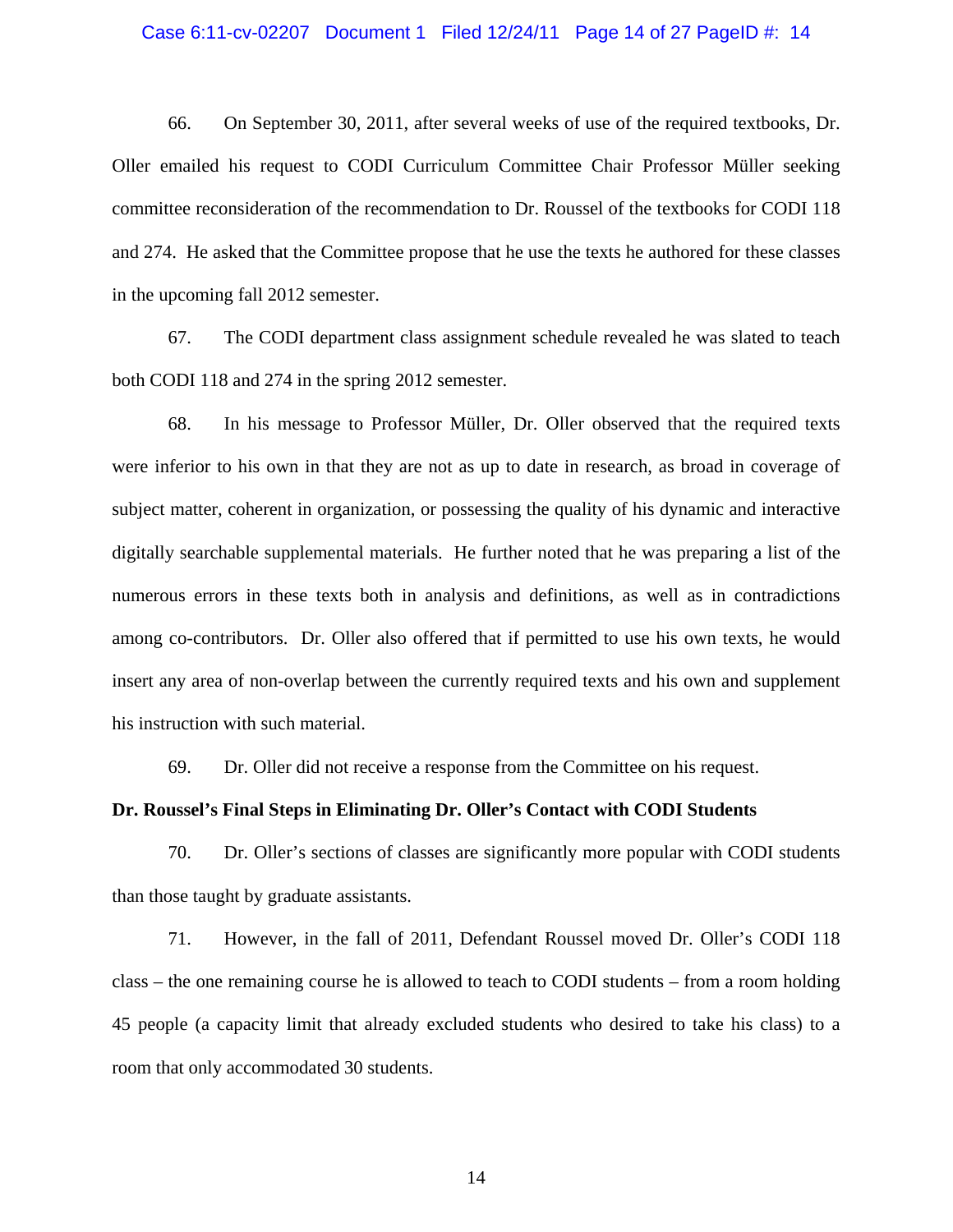66. On September 30, 2011, after several weeks of use of the required textbooks, Dr. Oller emailed his request to CODI Curriculum Committee Chair Professor Müller seeking committee reconsideration of the recommendation to Dr. Roussel of the textbooks for CODI 118 and 274. He asked that the Committee propose that he use the texts he authored for these classes in the upcoming fall 2012 semester.

67. The CODI department class assignment schedule revealed he was slated to teach both CODI 118 and 274 in the spring 2012 semester.

68. In his message to Professor Müller, Dr. Oller observed that the required texts were inferior to his own in that they are not as up to date in research, as broad in coverage of subject matter, coherent in organization, or possessing the quality of his dynamic and interactive digitally searchable supplemental materials. He further noted that he was preparing a list of the numerous errors in these texts both in analysis and definitions, as well as in contradictions among co-contributors. Dr. Oller also offered that if permitted to use his own texts, he would insert any area of non-overlap between the currently required texts and his own and supplement his instruction with such material.

69. Dr. Oller did not receive a response from the Committee on his request.

**Dr. Roussel's Final Steps in Eliminating Dr. Oller's Contact with CODI Students**

70. Dr. Oller's sections of classes are significantly more popular with CODI students than those taught by graduate assistants.

71. However, in the fall of 2011, Defendant Roussel moved Dr. Oller's CODI 118 class – the one remaining course he is allowed to teach to CODI students – from a room holding 45 people (a capacity limit that already excluded students who desired to take his class) to a room that only accommodated 30 students.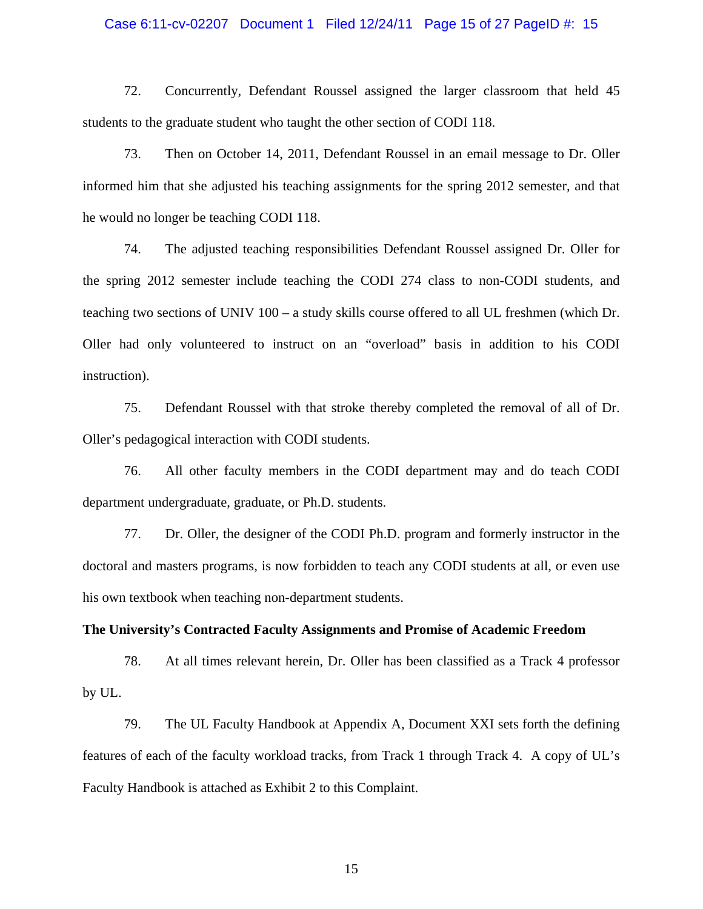72. Concurrently, Defendant Roussel assigned the larger classroom that held 45 students to the graduate student who taught the other section of CODI 118.

73. Then on October 14, 2011, Defendant Roussel in an email message to Dr. Oller informed him that she adjusted his teaching assignments for the spring 2012 semester, and that he would no longer be teaching CODI 118.

74. The adjusted teaching responsibilities Defendant Roussel assigned Dr. Oller for the spring 2012 semester include teaching the CODI 274 class to non-CODI students, and teaching two sections of UNIV 100 – a study skills course offered to all UL freshmen (which Dr. Oller had only volunteered to instruct on an "overload" basis in addition to his CODI instruction).

75. Defendant Roussel with that stroke thereby completed the removal of all of Dr. Oller's pedagogical interaction with CODI students.

76. All other faculty members in the CODI department may and do teach CODI department undergraduate, graduate, or Ph.D. students.

77. Dr. Oller, the designer of the CODI Ph.D. program and formerly instructor in the doctoral and masters programs, is now forbidden to teach any CODI students at all, or even use his own textbook when teaching non-department students.

**The University's Contracted Faculty Assignments and Promise of Academic Freedom**

78. At all times relevant herein, Dr. Oller has been classified as a Track 4 professor by UL.

79. The UL Faculty Handbook at Appendix A, Document XXI sets forth the defining features of each of the faculty workload tracks, from Track 1 through Track 4. A copy of UL's Faculty Handbook is attached as Exhibit 2 to this Complaint.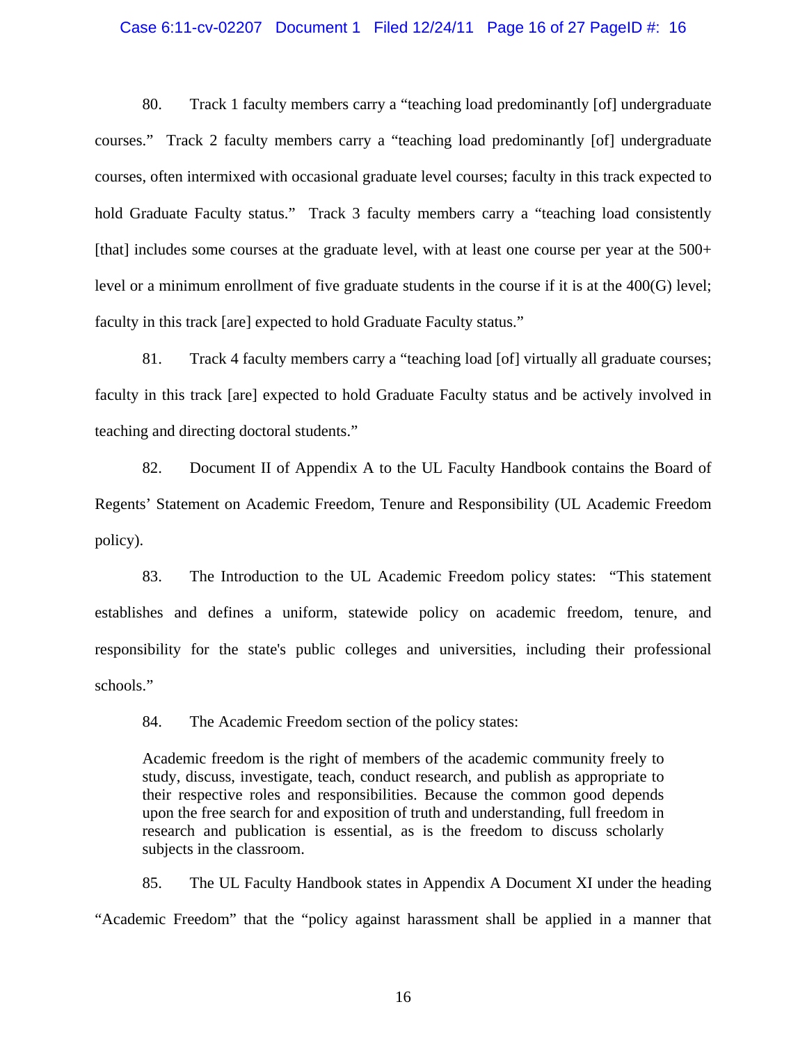80. Track 1 faculty members carry a "teaching load predominantly [of] undergraduate courses." Track 2 faculty members carry a "teaching load predominantly [of] undergraduate courses, often intermixed with occasional graduate level courses; faculty in this track expected to hold Graduate Faculty status." Track 3 faculty members carry a "teaching load consistently [that] includes some courses at the graduate level, with at least one course per year at the 500+ level or a minimum enrollment of five graduate students in the course if it is at the 400(G) level; faculty in this track [are] expected to hold Graduate Faculty status."

81. Track 4 faculty members carry a "teaching load [of] virtually all graduate courses; faculty in this track [are] expected to hold Graduate Faculty status and be actively involved in teaching and directing doctoral students."

82. Document II of Appendix A to the UL Faculty Handbook contains the Board of Regents' Statement on Academic Freedom, Tenure and Responsibility (UL Academic Freedom policy).

83. The Introduction to the UL Academic Freedom policy states: "This statement establishes and defines a uniform, statewide policy on academic freedom, tenure, and responsibility for the state's public colleges and universities, including their professional schools."

84. The Academic Freedom section of the policy states:

> Academic freedom is the right of members of the academic community freely to study, discuss, investigate, teach, conduct research, and publish as appropriate to their respective roles and responsibilities. Because the common good depends upon the free search for and exposition of truth and understanding, full freedom in research and publication is essential, as is the freedom to discuss scholarly subjects in the classroom.

85. The UL Faculty Handbook states in Appendix A Document XI under the heading "Academic Freedom" that the "policy against harassment shall be applied in a manner that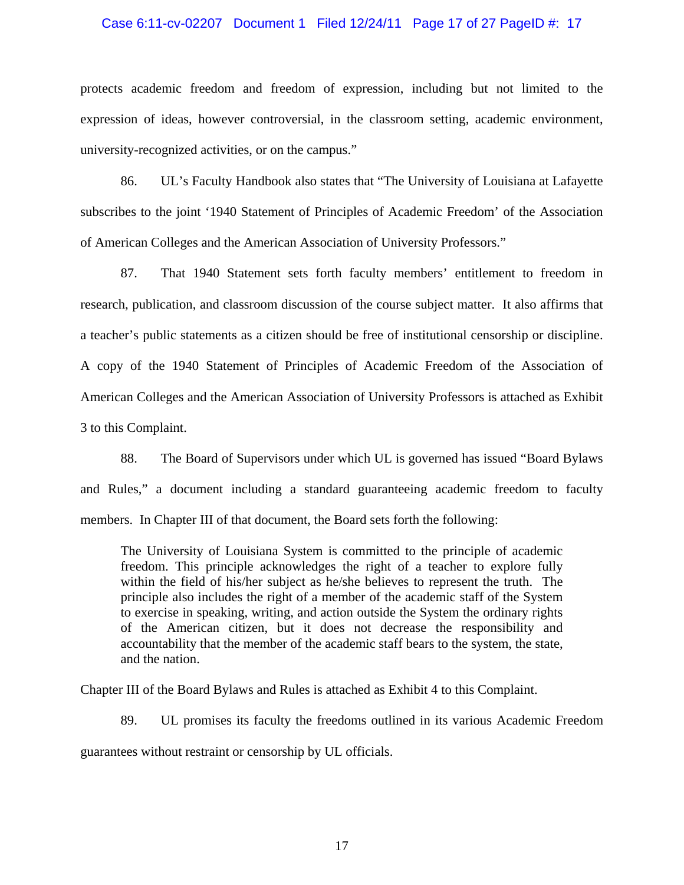protects academic freedom and freedom of expression, including but not limited to the expression of ideas, however controversial, in the classroom setting, academic environment, university-recognized activities, or on the campus."

86. UL's Faculty Handbook also states that "The University of Louisiana at Lafayette subscribes to the joint '1940 Statement of Principles of Academic Freedom' of the Association of American Colleges and the American Association of University Professors."

87. That 1940 Statement sets forth faculty members' entitlement to freedom in research, publication, and classroom discussion of the course subject matter. It also affirms that a teacher's public statements as a citizen should be free of institutional censorship or discipline. A copy of the 1940 Statement of Principles of Academic Freedom of the Association of American Colleges and the American Association of University Professors is attached as Exhibit 3 to this Complaint.

88. The Board of Supervisors under which UL is governed has issued "Board Bylaws and Rules," a document including a standard guaranteeing academic freedom to faculty members. In Chapter III of that document, the Board sets forth the following:

> The University of Louisiana System is committed to the principle of academic freedom. This principle acknowledges the right of a teacher to explore fully within the field of his/her subject as he/she believes to represent the truth. The principle also includes the right of a member of the academic staff of the System to exercise in speaking, writing, and action outside the System the ordinary rights of the American citizen, but it does not decrease the responsibility and accountability that the member of the academic staff bears to the system, the state, and the nation.

Chapter III of the Board Bylaws and Rules is attached as Exhibit 4 to this Complaint.

89. UL promises its faculty the freedoms outlined in its various Academic Freedom guarantees without restraint or censorship by UL officials.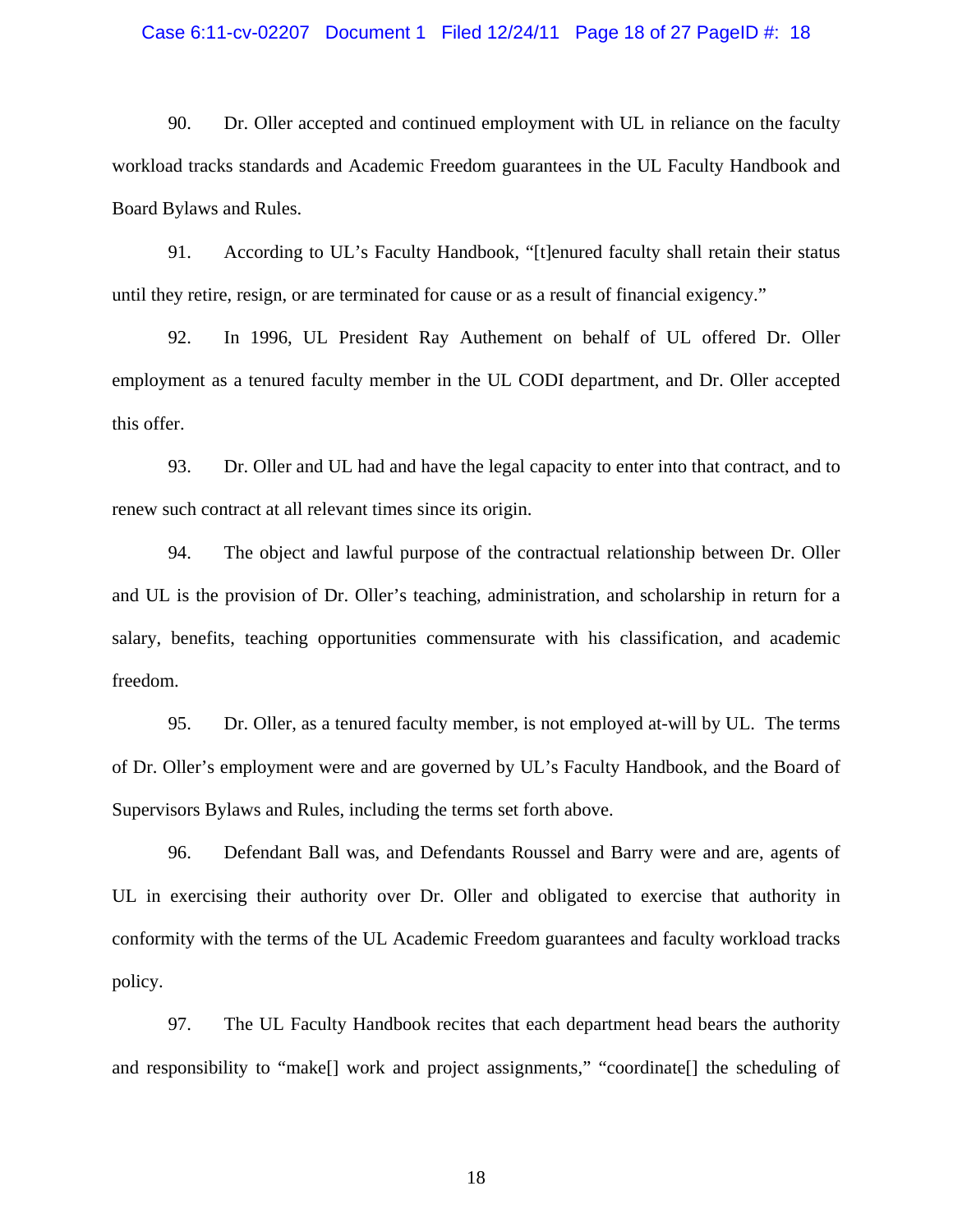90. Dr. Oller accepted and continued employment with UL in reliance on the faculty workload tracks standards and Academic Freedom guarantees in the UL Faculty Handbook and Board Bylaws and Rules.

91. According to UL's Faculty Handbook, "[t]enured faculty shall retain their status until they retire, resign, or are terminated for cause or as a result of financial exigency."

92. In 1996, UL President Ray Authement on behalf of UL offered Dr. Oller employment as a tenured faculty member in the UL CODI department, and Dr. Oller accepted this offer.

93. Dr. Oller and UL had and have the legal capacity to enter into that contract, and to renew such contract at all relevant times since its origin.

94. The object and lawful purpose of the contractual relationship between Dr. Oller and UL is the provision of Dr. Oller's teaching, administration, and scholarship in return for a salary, benefits, teaching opportunities commensurate with his classification, and academic freedom.

95. Dr. Oller, as a tenured faculty member, is not employed at-will by UL. The terms of Dr. Oller's employment were and are governed by UL's Faculty Handbook, and the Board of Supervisors Bylaws and Rules, including the terms set forth above.

96. Defendant Ball was, and Defendants Roussel and Barry were and are, agents of UL in exercising their authority over Dr. Oller and obligated to exercise that authority in conformity with the terms of the UL Academic Freedom guarantees and faculty workload tracks policy.

97. The UL Faculty Handbook recites that each department head bears the authority and responsibility to "make[] work and project assignments," "coordinate[] the scheduling of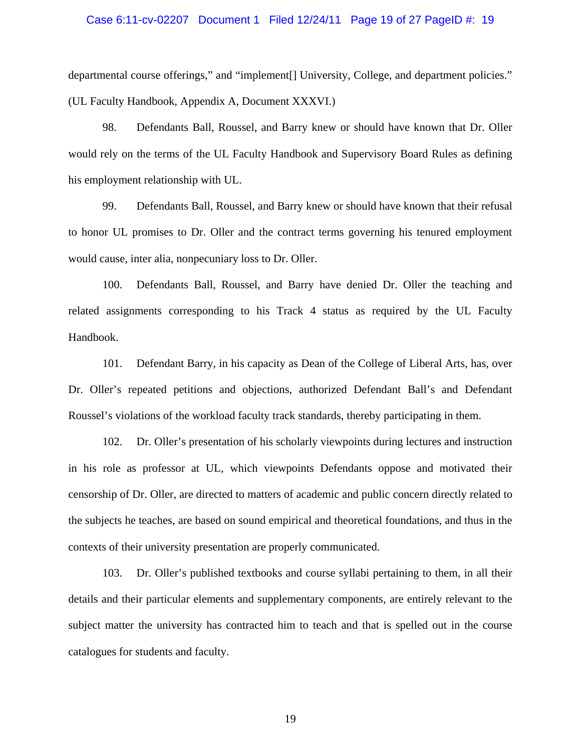departmental course offerings," and "implement[] University, College, and department policies." (UL Faculty Handbook, Appendix A, Document XXXVI.)

98. Defendants Ball, Roussel, and Barry knew or should have known that Dr. Oller would rely on the terms of the UL Faculty Handbook and Supervisory Board Rules as defining his employment relationship with UL.

99. Defendants Ball, Roussel, and Barry knew or should have known that their refusal to honor UL promises to Dr. Oller and the contract terms governing his tenured employment would cause, inter alia, nonpecuniary loss to Dr. Oller.

100. Defendants Ball, Roussel, and Barry have denied Dr. Oller the teaching and related assignments corresponding to his Track 4 status as required by the UL Faculty Handbook.

101. Defendant Barry, in his capacity as Dean of the College of Liberal Arts, has, over Dr. Oller's repeated petitions and objections, authorized Defendant Ball's and Defendant Roussel's violations of the workload faculty track standards, thereby participating in them.

102. Dr. Oller's presentation of his scholarly viewpoints during lectures and instruction in his role as professor at UL, which viewpoints Defendants oppose and motivated their censorship of Dr. Oller, are directed to matters of academic and public concern directly related to the subjects he teaches, are based on sound empirical and theoretical foundations, and thus in the contexts of their university presentation are properly communicated.

103. Dr. Oller's published textbooks and course syllabi pertaining to them, in all their details and their particular elements and supplementary components, are entirely relevant to the subject matter the university has contracted him to teach and that is spelled out in the course catalogues for students and faculty.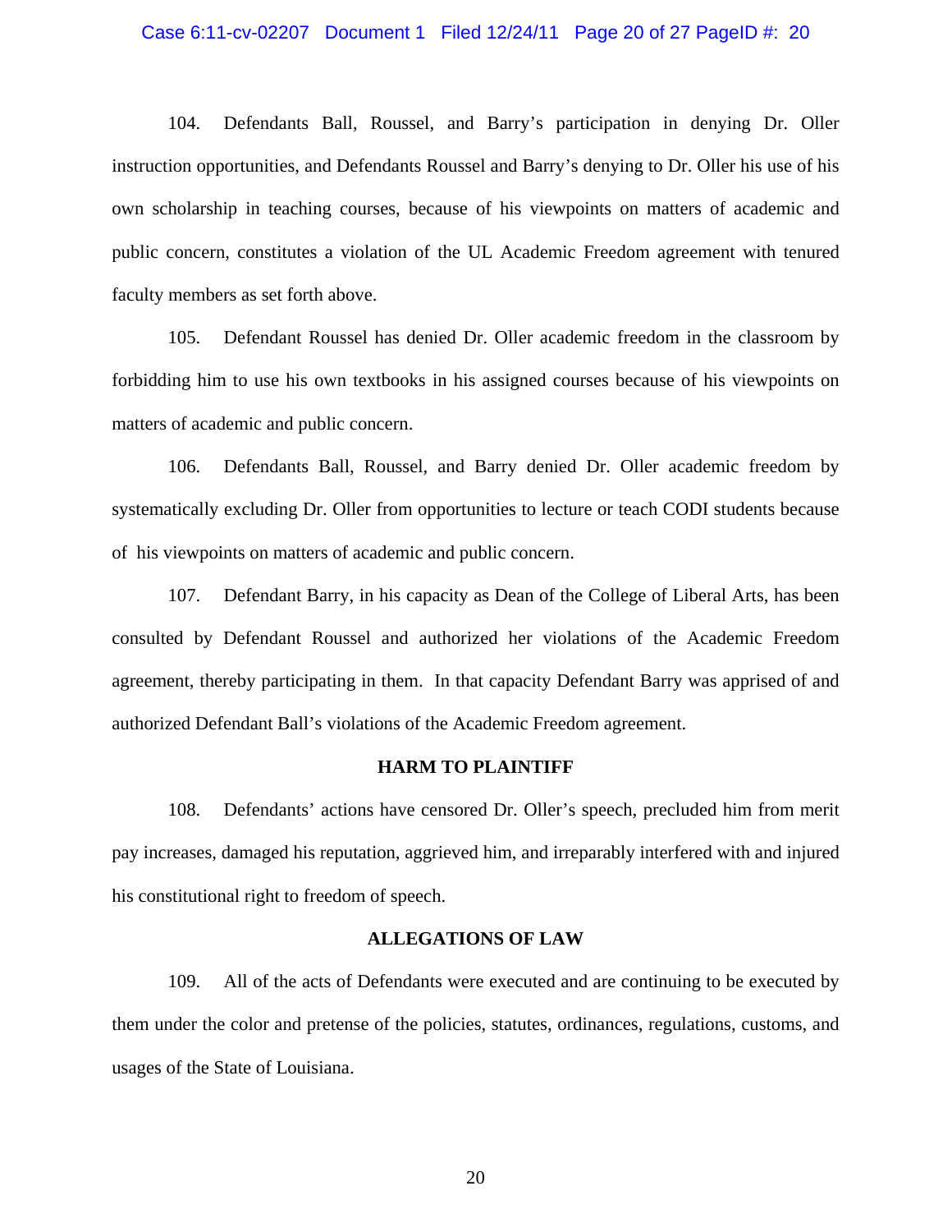104. Defendants Ball, Roussel, and Barry's participation in denying Dr. Oller instruction opportunities, and Defendants Roussel and Barry's denying to Dr. Oller his use of his own scholarship in teaching courses, because of his viewpoints on matters of academic and public concern, constitutes a violation of the UL Academic Freedom agreement with tenured faculty members as set forth above.

105. Defendant Roussel has denied Dr. Oller academic freedom in the classroom by forbidding him to use his own textbooks in his assigned courses because of his viewpoints on matters of academic and public concern.

106. Defendants Ball, Roussel, and Barry denied Dr. Oller academic freedom by systematically excluding Dr. Oller from opportunities to lecture or teach CODI students because of his viewpoints on matters of academic and public concern.

107. Defendant Barry, in his capacity as Dean of the College of Liberal Arts, has been consulted by Defendant Roussel and authorized her violations of the Academic Freedom agreement, thereby participating in them. In that capacity Defendant Barry was apprised of and authorized Defendant Ball's violations of the Academic Freedom agreement.

**HARM TO PLAINTIFF**

108. Defendants' actions have censored Dr. Oller's speech, precluded him from merit pay increases, damaged his reputation, aggrieved him, and irreparably interfered with and injured his constitutional right to freedom of speech.

**ALLEGATIONS OF LAW**

109. All of the acts of Defendants were executed and are continuing to be executed by them under the color and pretense of the policies, statutes, ordinances, regulations, customs, and usages of the State of Louisiana.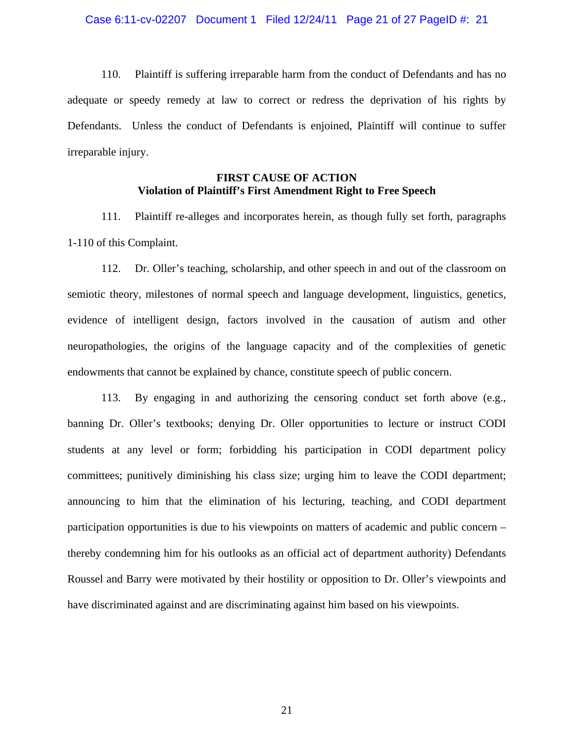110. Plaintiff is suffering irreparable harm from the conduct of Defendants and has no adequate or speedy remedy at law to correct or redress the deprivation of his rights by Defendants. Unless the conduct of Defendants is enjoined, Plaintiff will continue to suffer irreparable injury.

**FIRST CAUSE OF ACTION**
**Violation of Plaintiff's First Amendment Right to Free Speech**

111. Plaintiff re-alleges and incorporates herein, as though fully set forth, paragraphs 1-110 of this Complaint.

112. Dr. Oller's teaching, scholarship, and other speech in and out of the classroom on semiotic theory, milestones of normal speech and language development, linguistics, genetics, evidence of intelligent design, factors involved in the causation of autism and other neuropathologies, the origins of the language capacity and of the complexities of genetic endowments that cannot be explained by chance, constitute speech of public concern.

113. By engaging in and authorizing the censoring conduct set forth above (e.g., banning Dr. Oller's textbooks; denying Dr. Oller opportunities to lecture or instruct CODI students at any level or form; forbidding his participation in CODI department policy committees; punitively diminishing his class size; urging him to leave the CODI department; announcing to him that the elimination of his lecturing, teaching, and CODI department participation opportunities is due to his viewpoints on matters of academic and public concern – thereby condemning him for his outlooks as an official act of department authority) Defendants Roussel and Barry were motivated by their hostility or opposition to Dr. Oller's viewpoints and have discriminated against and are discriminating against him based on his viewpoints.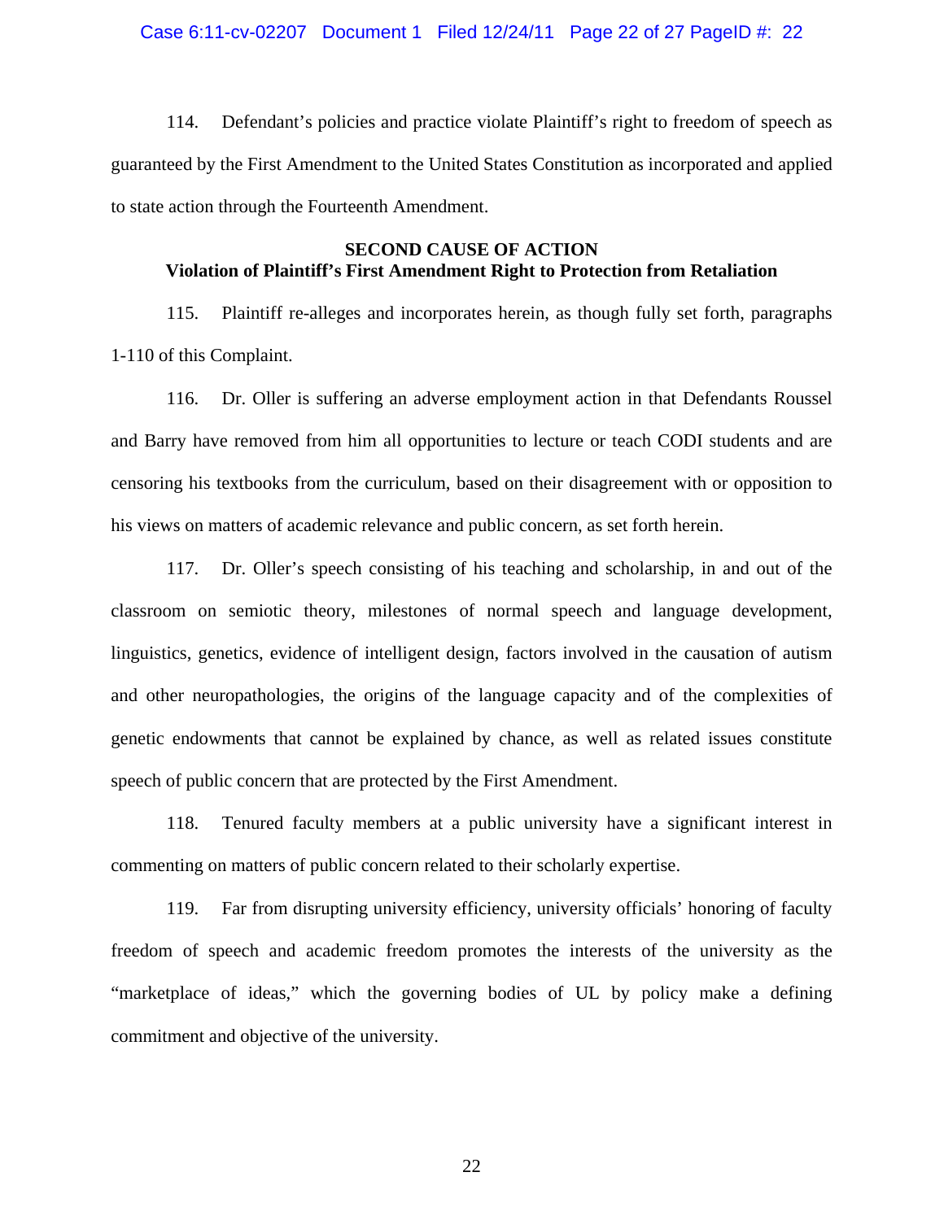114. Defendant's policies and practice violate Plaintiff's right to freedom of speech as guaranteed by the First Amendment to the United States Constitution as incorporated and applied to state action through the Fourteenth Amendment.

**SECOND CAUSE OF ACTION**
**Violation of Plaintiff's First Amendment Right to Protection from Retaliation**

115. Plaintiff re-alleges and incorporates herein, as though fully set forth, paragraphs 1-110 of this Complaint.

116. Dr. Oller is suffering an adverse employment action in that Defendants Roussel and Barry have removed from him all opportunities to lecture or teach CODI students and are censoring his textbooks from the curriculum, based on their disagreement with or opposition to his views on matters of academic relevance and public concern, as set forth herein.

117. Dr. Oller's speech consisting of his teaching and scholarship, in and out of the classroom on semiotic theory, milestones of normal speech and language development, linguistics, genetics, evidence of intelligent design, factors involved in the causation of autism and other neuropathologies, the origins of the language capacity and of the complexities of genetic endowments that cannot be explained by chance, as well as related issues constitute speech of public concern that are protected by the First Amendment.

118. Tenured faculty members at a public university have a significant interest in commenting on matters of public concern related to their scholarly expertise.

119. Far from disrupting university efficiency, university officials' honoring of faculty freedom of speech and academic freedom promotes the interests of the university as the "marketplace of ideas," which the governing bodies of UL by policy make a defining commitment and objective of the university.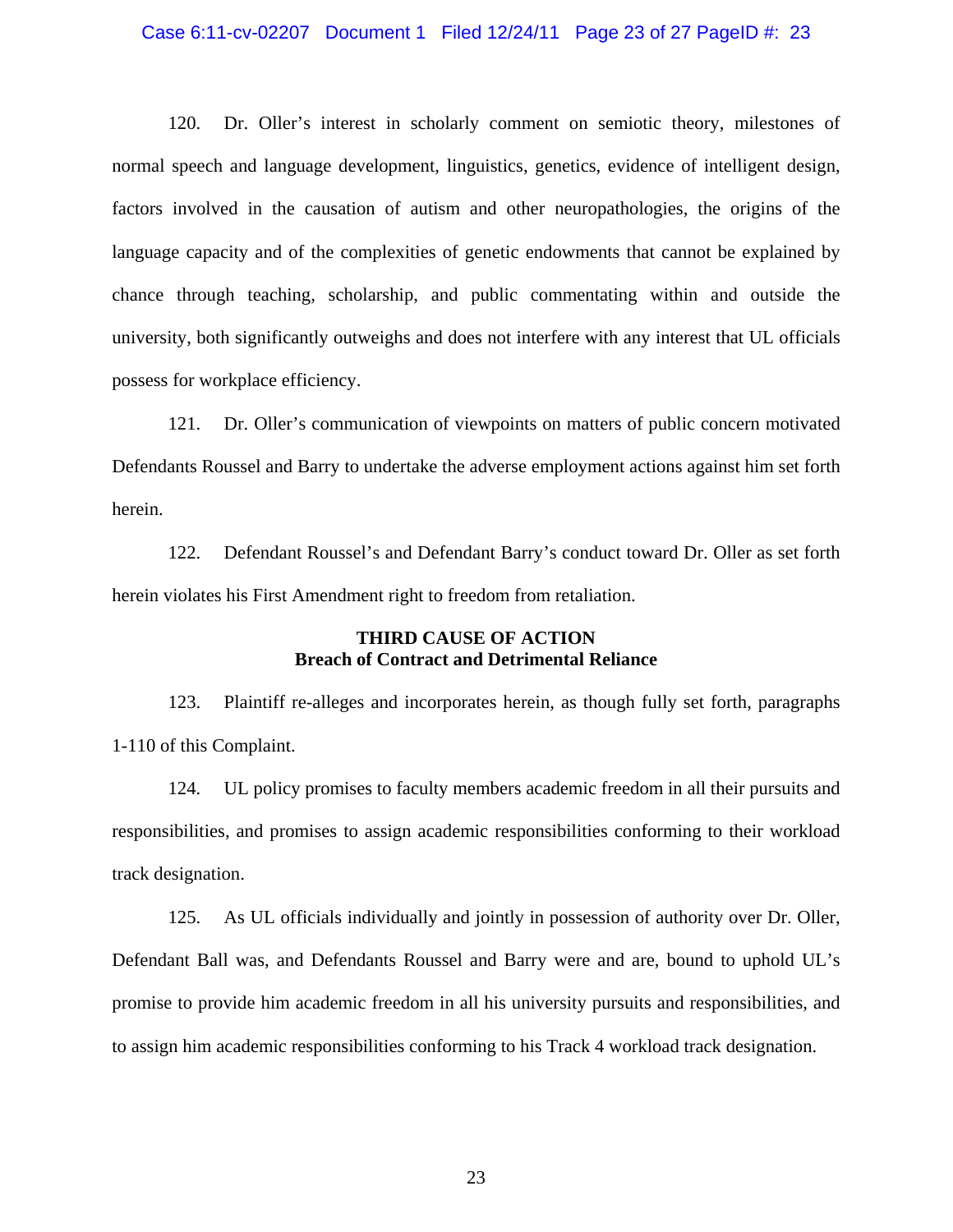120. Dr. Oller's interest in scholarly comment on semiotic theory, milestones of normal speech and language development, linguistics, genetics, evidence of intelligent design, factors involved in the causation of autism and other neuropathologies, the origins of the language capacity and of the complexities of genetic endowments that cannot be explained by chance through teaching, scholarship, and public commentating within and outside the university, both significantly outweighs and does not interfere with any interest that UL officials possess for workplace efficiency.

121. Dr. Oller's communication of viewpoints on matters of public concern motivated Defendants Roussel and Barry to undertake the adverse employment actions against him set forth herein.

122. Defendant Roussel's and Defendant Barry's conduct toward Dr. Oller as set forth herein violates his First Amendment right to freedom from retaliation.

## THIRD CAUSE OF ACTION
## Breach of Contract and Detrimental Reliance

123. Plaintiff re-alleges and incorporates herein, as though fully set forth, paragraphs 1-110 of this Complaint.

124. UL policy promises to faculty members academic freedom in all their pursuits and responsibilities, and promises to assign academic responsibilities conforming to their workload track designation.

125. As UL officials individually and jointly in possession of authority over Dr. Oller, Defendant Ball was, and Defendants Roussel and Barry were and are, bound to uphold UL's promise to provide him academic freedom in all his university pursuits and responsibilities, and to assign him academic responsibilities conforming to his Track 4 workload track designation.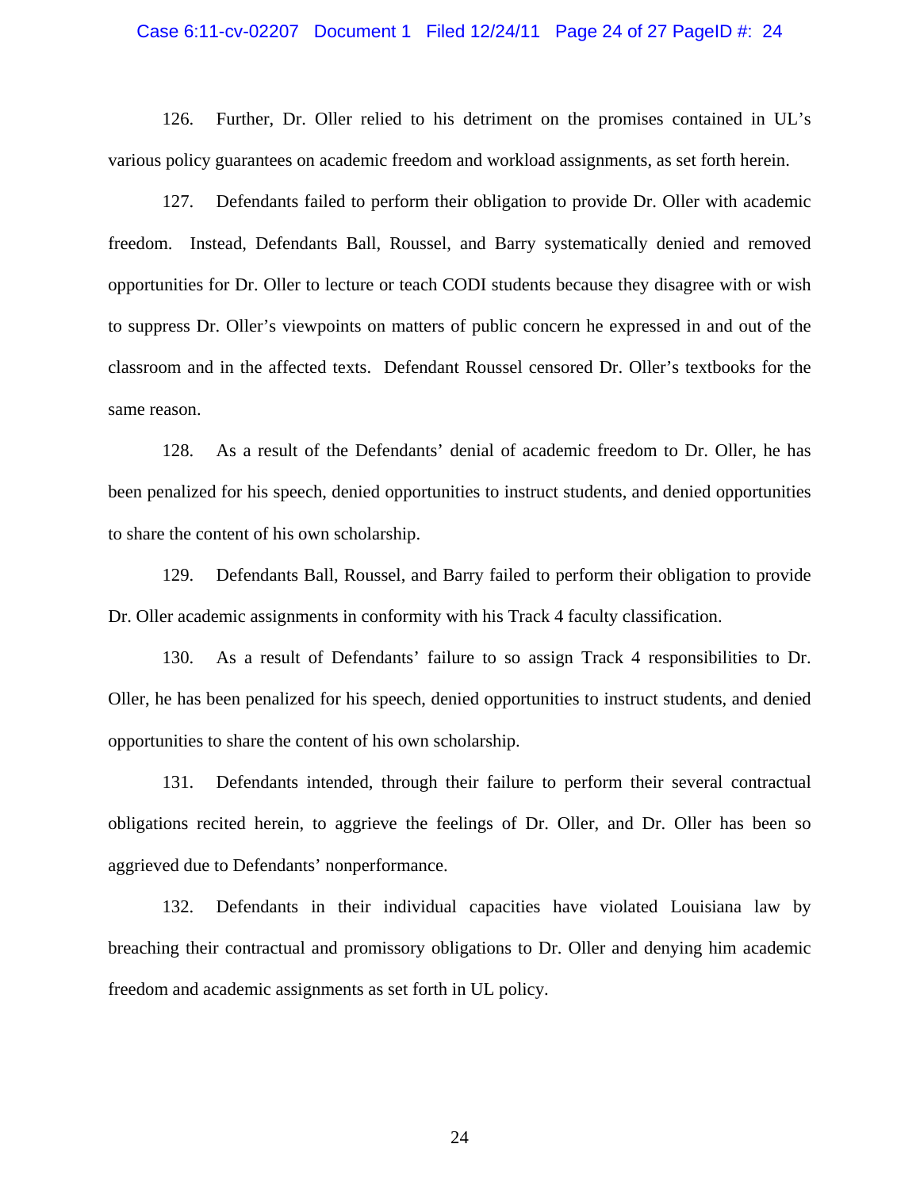126. Further, Dr. Oller relied to his detriment on the promises contained in UL's various policy guarantees on academic freedom and workload assignments, as set forth herein.

127. Defendants failed to perform their obligation to provide Dr. Oller with academic freedom. Instead, Defendants Ball, Roussel, and Barry systematically denied and removed opportunities for Dr. Oller to lecture or teach CODI students because they disagree with or wish to suppress Dr. Oller's viewpoints on matters of public concern he expressed in and out of the classroom and in the affected texts. Defendant Roussel censored Dr. Oller's textbooks for the same reason.

128. As a result of the Defendants' denial of academic freedom to Dr. Oller, he has been penalized for his speech, denied opportunities to instruct students, and denied opportunities to share the content of his own scholarship.

129. Defendants Ball, Roussel, and Barry failed to perform their obligation to provide Dr. Oller academic assignments in conformity with his Track 4 faculty classification.

130. As a result of Defendants' failure to so assign Track 4 responsibilities to Dr. Oller, he has been penalized for his speech, denied opportunities to instruct students, and denied opportunities to share the content of his own scholarship.

131. Defendants intended, through their failure to perform their several contractual obligations recited herein, to aggrieve the feelings of Dr. Oller, and Dr. Oller has been so aggrieved due to Defendants' nonperformance.

132. Defendants in their individual capacities have violated Louisiana law by breaching their contractual and promissory obligations to Dr. Oller and denying him academic freedom and academic assignments as set forth in UL policy.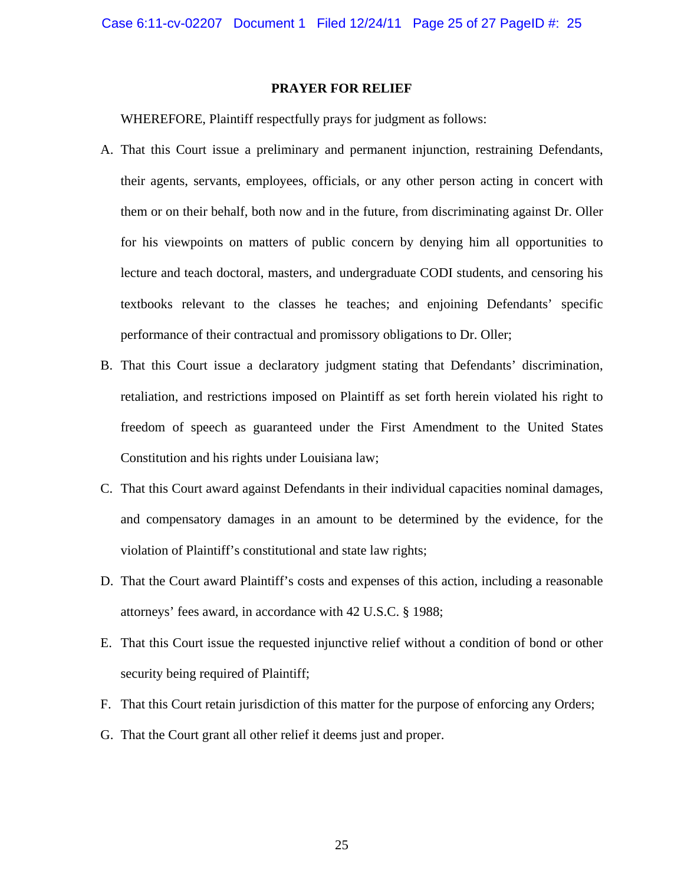## PRAYER FOR RELIEF

WHEREFORE, Plaintiff respectfully prays for judgment as follows:

A. That this Court issue a preliminary and permanent injunction, restraining Defendants, their agents, servants, employees, officials, or any other person acting in concert with them or on their behalf, both now and in the future, from discriminating against Dr. Oller for his viewpoints on matters of public concern by denying him all opportunities to lecture and teach doctoral, masters, and undergraduate CODI students, and censoring his textbooks relevant to the classes he teaches; and enjoining Defendants' specific performance of their contractual and promissory obligations to Dr. Oller;

B. That this Court issue a declaratory judgment stating that Defendants' discrimination, retaliation, and restrictions imposed on Plaintiff as set forth herein violated his right to freedom of speech as guaranteed under the First Amendment to the United States Constitution and his rights under Louisiana law;

C. That this Court award against Defendants in their individual capacities nominal damages, and compensatory damages in an amount to be determined by the evidence, for the violation of Plaintiff's constitutional and state law rights;

D. That the Court award Plaintiff's costs and expenses of this action, including a reasonable attorneys' fees award, in accordance with 42 U.S.C. § 1988;

E. That this Court issue the requested injunctive relief without a condition of bond or other security being required of Plaintiff;

F. That this Court retain jurisdiction of this matter for the purpose of enforcing any Orders;

G. That the Court grant all other relief it deems just and proper.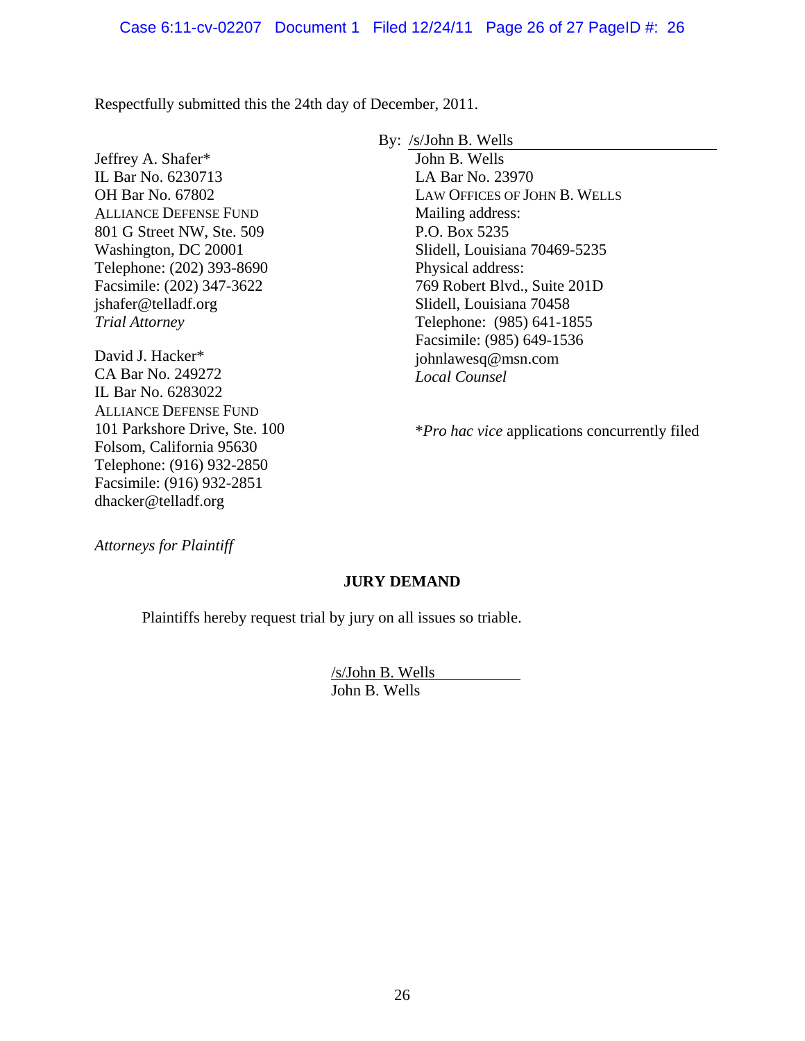Respectfully submitted this the 24th day of December, 2011.

By: /s/John B. Wells

John B. Wells
LA Bar No. 23970
LAW OFFICES OF JOHN B. WELLS
Mailing address:
P.O. Box 5235
Slidell, Louisiana 70469-5235
Physical address:
769 Robert Blvd., Suite 201D
Slidell, Louisiana 70458
Telephone: (985) 641-1855
Facsimile: (985) 649-1536
johnlawesq@msn.com
*Local Counsel*

Jeffrey A. Shafer*
IL Bar No. 6230713
OH Bar No. 67802
ALLIANCE DEFENSE FUND
801 G Street NW, Ste. 509
Washington, DC 20001
Telephone: (202) 393-8690
Facsimile: (202) 347-3622
jshafer@telladf.org
*Trial Attorney*

David J. Hacker*
CA Bar No. 249272
IL Bar No. 6283022
ALLIANCE DEFENSE FUND
101 Parkshore Drive, Ste. 100
Folsom, California 95630
Telephone: (916) 932-2850
Facsimile: (916) 932-2851
dhacker@telladf.org

*Attorneys for Plaintiff*

**Pro hac vice* applications concurrently filed

**JURY DEMAND**

Plaintiffs hereby request trial by jury on all issues so triable.

/s/John B. Wells
John B. Wells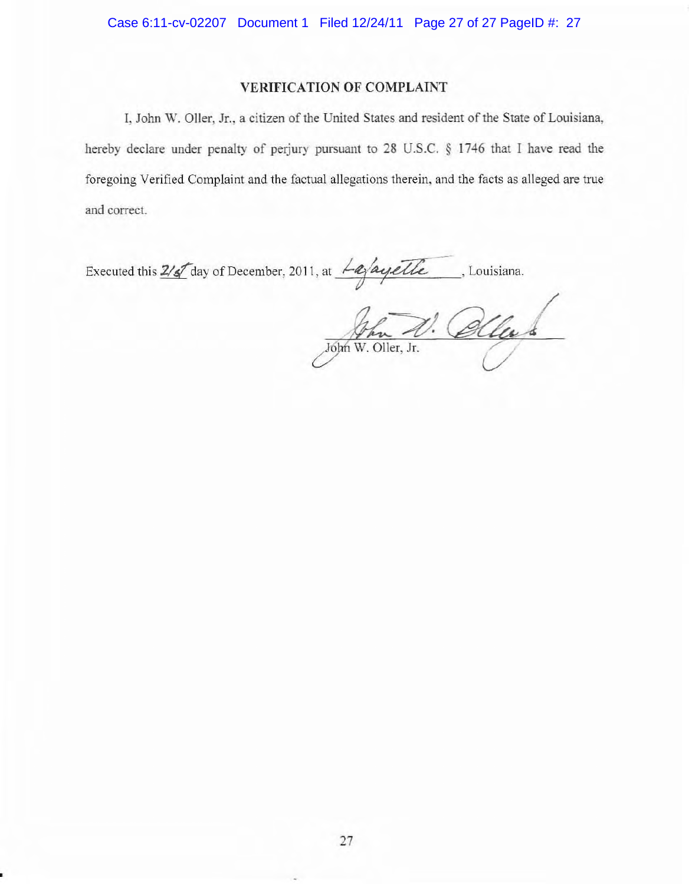## VERIFICATION OF COMPLAINT

I, John W. Oller, Jr., a citizen of the United States and resident of the State of Louisiana, hereby declare under penalty of perjury pursuant to 28 U.S.C. § 1746 that I have read the foregoing Verified Complaint and the factual allegations therein, and the facts as alleged are true and correct.

Executed this 21st day of December, 2011, at Lafayette, Louisiana.

John W. Oller, Jr.